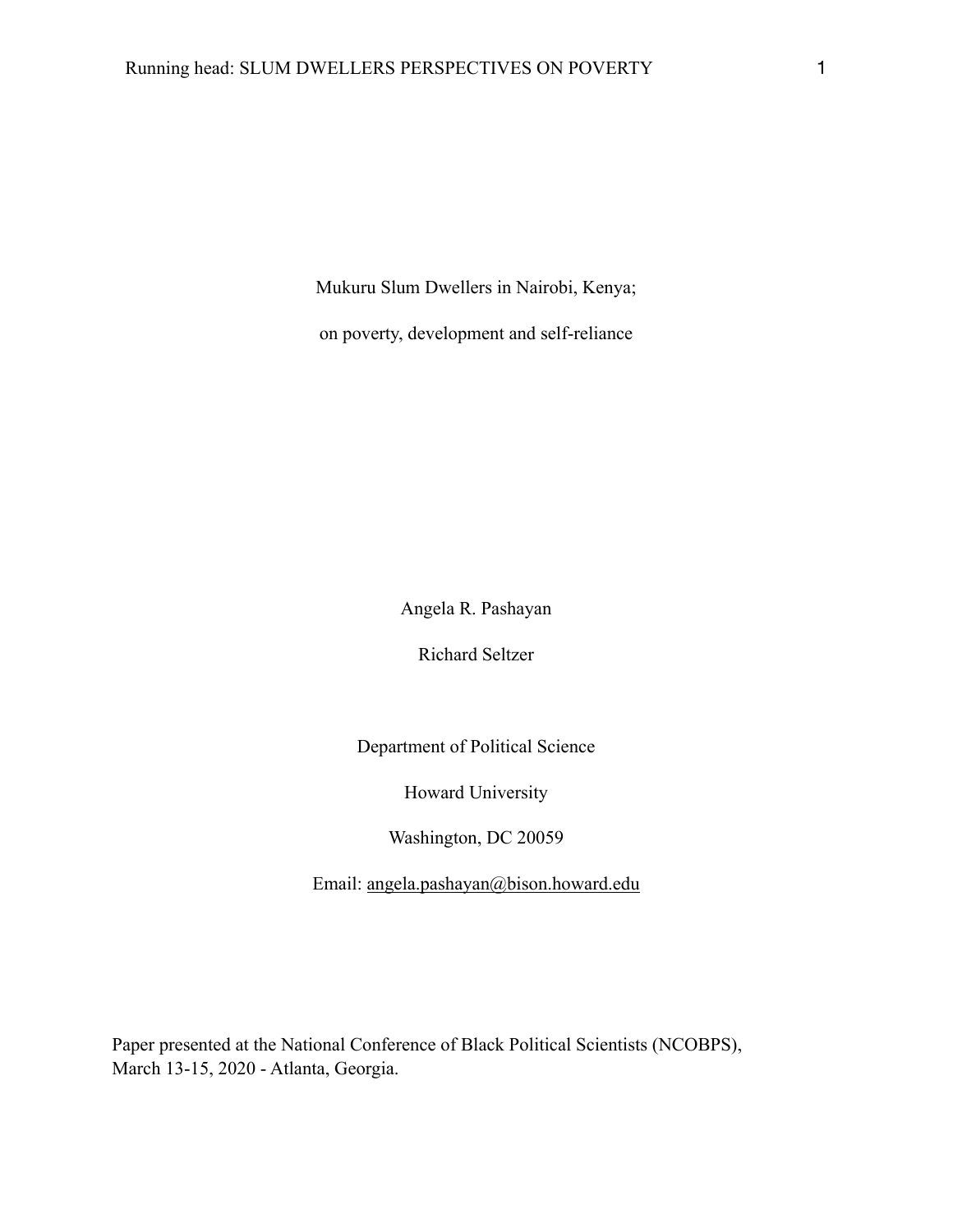# Mukuru Slum Dwellers in Nairobi, Kenya;

# on poverty, development and self-reliance

Angela R. Pashayan

Richard Seltzer

Department of Political Science

Howard University

Washington, DC 20059

Email: angela.pashayan@bison.howard.edu

Paper presented at the National Conference of Black Political Scientists (NCOBPS), March 13-15, 2020 - Atlanta, Georgia.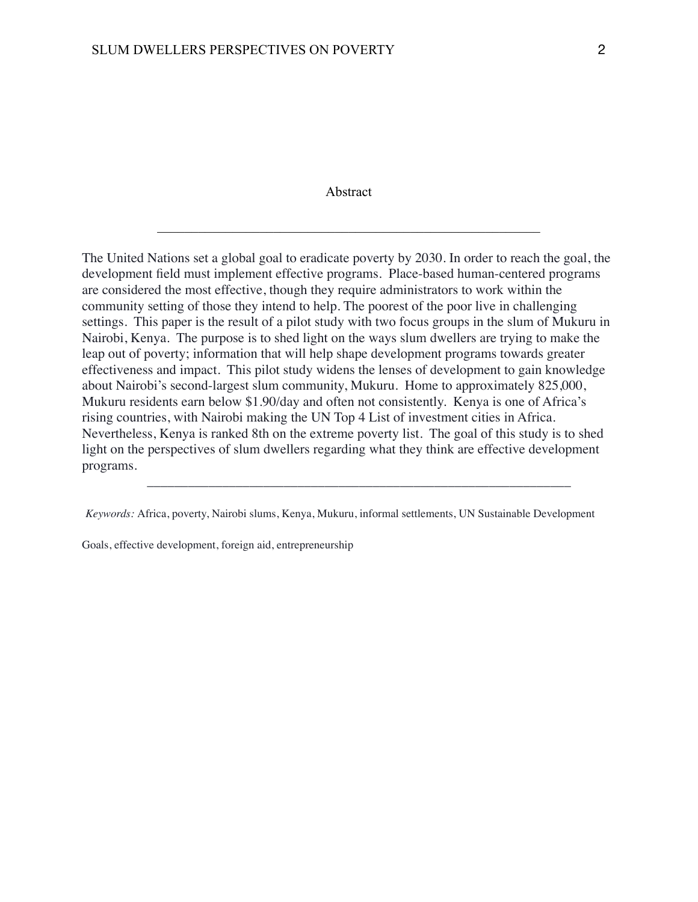# Abstract

---

The United Nations set a global goal to eradicate poverty by 2030. In order to reach the goal, the development field must implement effective programs. Place-based human-centered programs are considered the most effective, though they require administrators to work within the community setting of those they intend to help. The poorest of the poor live in challenging settings. This paper is the result of a pilot study with two focus groups in the slum of Mukuru in Nairobi, Kenya. The purpose is to shed light on the ways slum dwellers are trying to make the leap out of poverty; information that will help shape development programs towards greater effectiveness and impact. This pilot study widens the lenses of development to gain knowledge about Nairobi's second-largest slum community, Mukuru. Home to approximately 825,000, Mukuru residents earn below $1.90/day and often not consistently. Kenya is one of Africa's rising countries, with Nairobi making the UN Top 4 List of investment cities in Africa. Nevertheless, Kenya is ranked 8th on the extreme poverty list. The goal of this study is to shed light on the perspectives of slum dwellers regarding what they think are effective development programs.

---

*Keywords:* Africa, poverty, Nairobi slums, Kenya, Mukuru, informal settlements, UN Sustainable Development Goals, effective development, foreign aid, entrepreneurship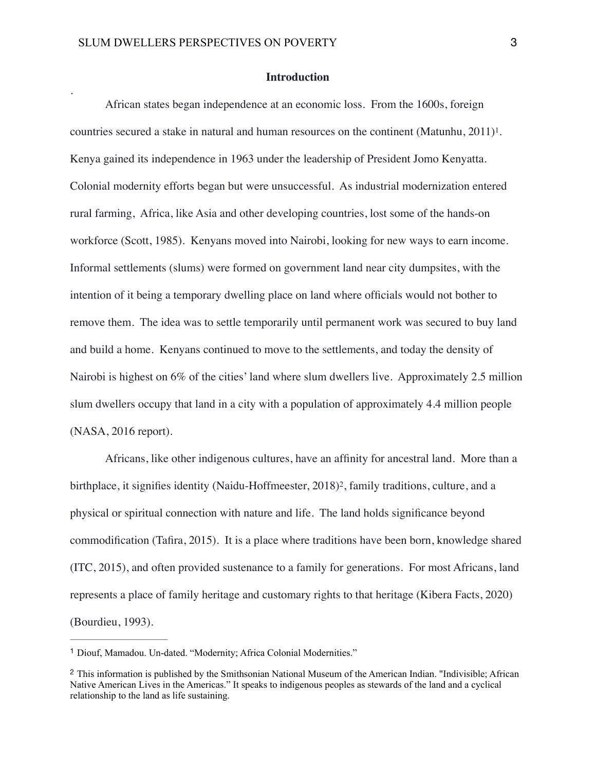## Introduction

.

African states began independence at an economic loss. From the 1600s, foreign countries secured a stake in natural and human resources on the continent (Matunhu, 2011)[1]. Kenya gained its independence in 1963 under the leadership of President Jomo Kenyatta. Colonial modernity efforts began but were unsuccessful. As industrial modernization entered rural farming, Africa, like Asia and other developing countries, lost some of the hands-on workforce (Scott, 1985). Kenyans moved into Nairobi, looking for new ways to earn income. Informal settlements (slums) were formed on government land near city dumpsites, with the intention of it being a temporary dwelling place on land where officials would not bother to remove them. The idea was to settle temporarily until permanent work was secured to buy land and build a home. Kenyans continued to move to the settlements, and today the density of Nairobi is highest on 6% of the cities' land where slum dwellers live. Approximately 2.5 million slum dwellers occupy that land in a city with a population of approximately 4.4 million people (NASA, 2016 report).

Africans, like other indigenous cultures, have an affinity for ancestral land. More than a birthplace, it signifies identity (Naidu-Hoffmeester, 2018)[2], family traditions, culture, and a physical or spiritual connection with nature and life. The land holds significance beyond commodification (Tafira, 2015). It is a place where traditions have been born, knowledge shared (ITC, 2015), and often provided sustenance to a family for generations. For most Africans, land represents a place of family heritage and customary rights to that heritage (Kibera Facts, 2020) (Bourdieu, 1993).

---

[1] Diouf, Mamadou. Un-dated. "Modernity; Africa Colonial Modernities."

[2] This information is published by the Smithsonian National Museum of the American Indian. "Indivisible; African Native American Lives in the Americas." It speaks to indigenous peoples as stewards of the land and a cyclical relationship to the land as life sustaining.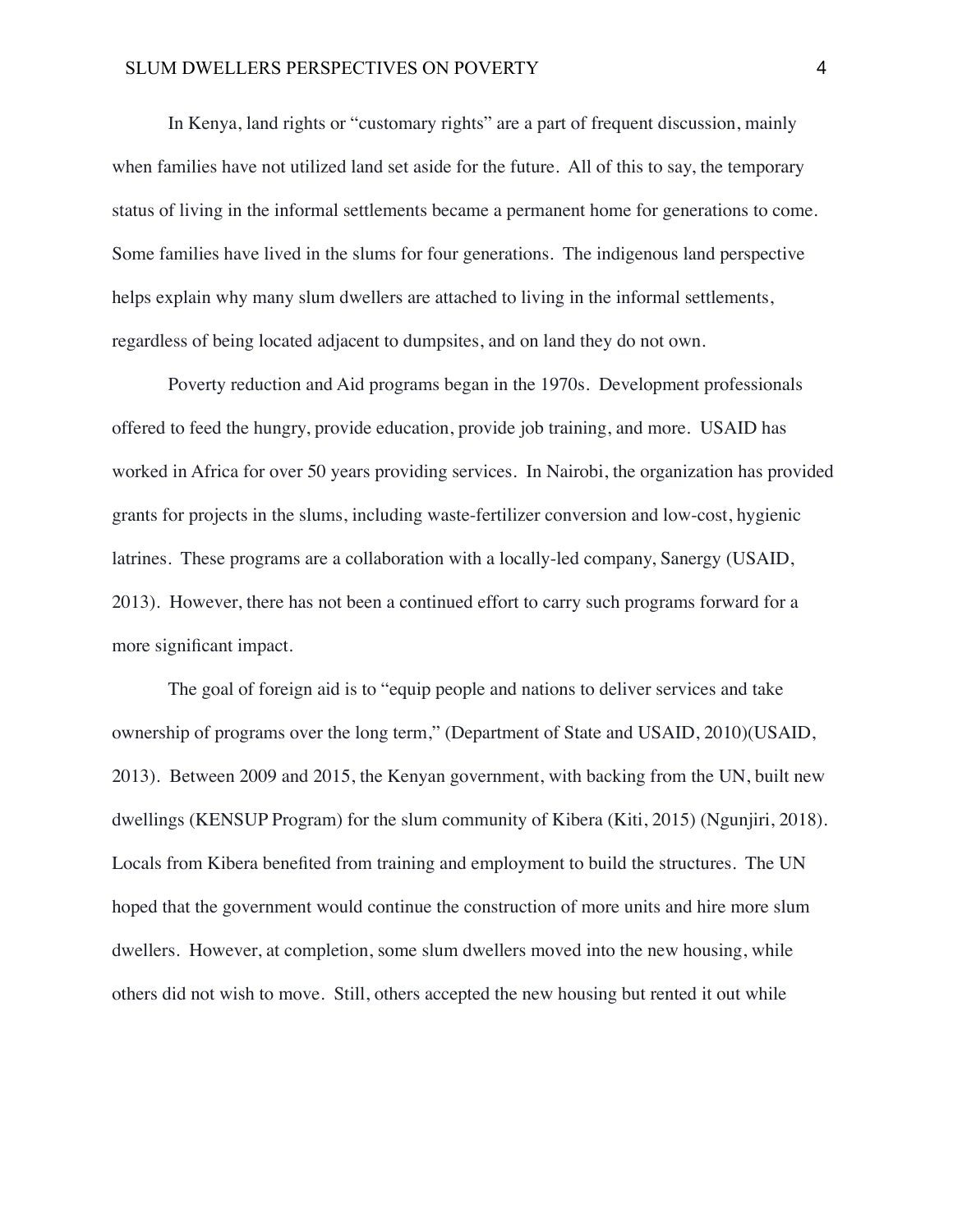In Kenya, land rights or "customary rights" are a part of frequent discussion, mainly when families have not utilized land set aside for the future. All of this to say, the temporary status of living in the informal settlements became a permanent home for generations to come. Some families have lived in the slums for four generations. The indigenous land perspective helps explain why many slum dwellers are attached to living in the informal settlements, regardless of being located adjacent to dumpsites, and on land they do not own.

Poverty reduction and Aid programs began in the 1970s. Development professionals offered to feed the hungry, provide education, provide job training, and more. USAID has worked in Africa for over 50 years providing services. In Nairobi, the organization has provided grants for projects in the slums, including waste-fertilizer conversion and low-cost, hygienic latrines. These programs are a collaboration with a locally-led company, Sanergy (USAID, 2013). However, there has not been a continued effort to carry such programs forward for a more significant impact.

The goal of foreign aid is to "equip people and nations to deliver services and take ownership of programs over the long term," (Department of State and USAID, 2010)(USAID, 2013). Between 2009 and 2015, the Kenyan government, with backing from the UN, built new dwellings (KENSUP Program) for the slum community of Kibera (Kiti, 2015) (Ngunjiri, 2018). Locals from Kibera benefited from training and employment to build the structures. The UN hoped that the government would continue the construction of more units and hire more slum dwellers. However, at completion, some slum dwellers moved into the new housing, while others did not wish to move. Still, others accepted the new housing but rented it out while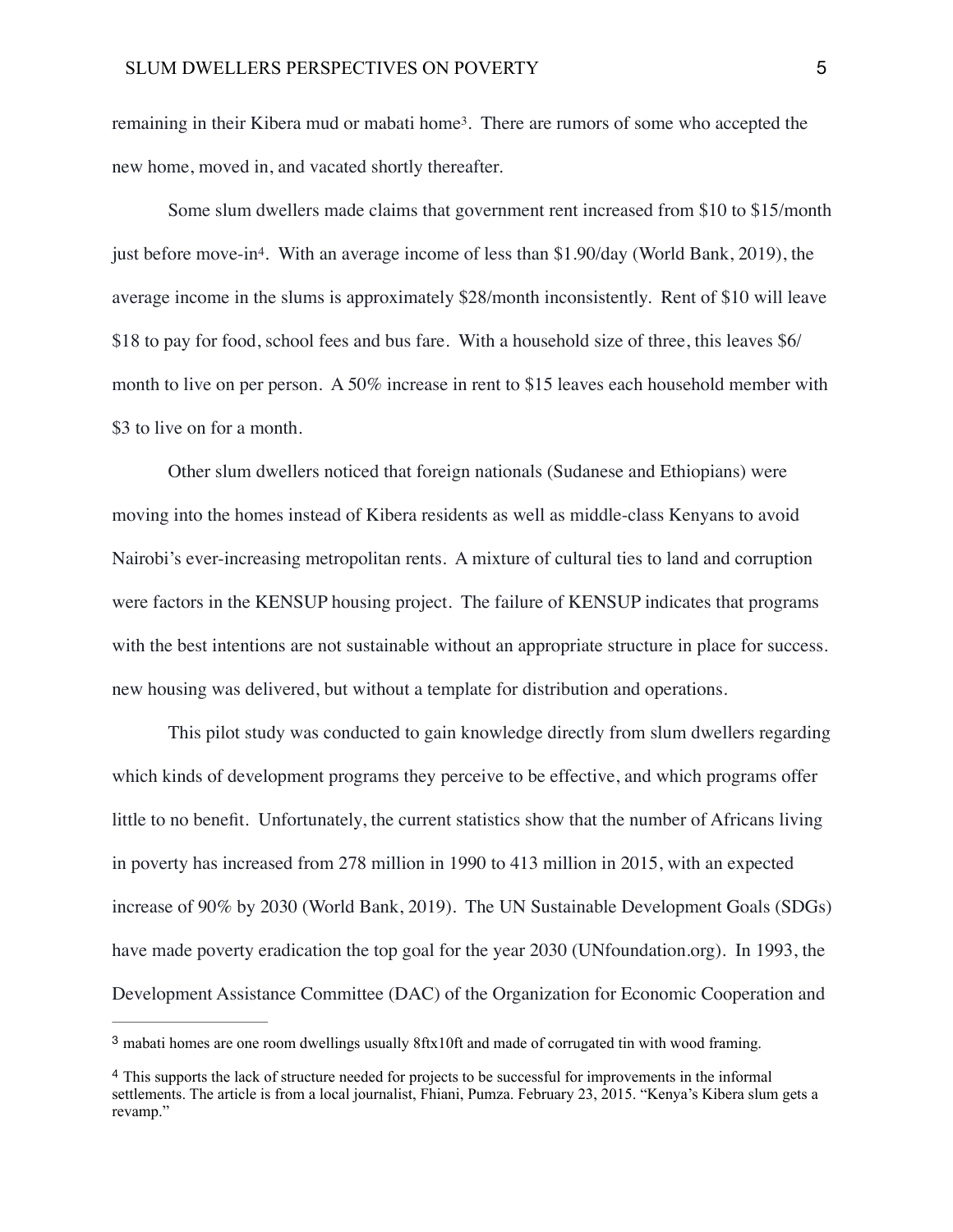remaining in their Kibera mud or mabati home[3]. There are rumors of some who accepted the new home, moved in, and vacated shortly thereafter.

Some slum dwellers made claims that government rent increased from $10 to $15/month just before move-in[4]. With an average income of less than $1.90/day (World Bank, 2019), the average income in the slums is approximately $28/month inconsistently. Rent of $10 will leave $18 to pay for food, school fees and bus fare. With a household size of three, this leaves $6/month to live on per person. A 50% increase in rent to $15 leaves each household member with $3 to live on for a month.

Other slum dwellers noticed that foreign nationals (Sudanese and Ethiopians) were moving into the homes instead of Kibera residents as well as middle-class Kenyans to avoid Nairobi's ever-increasing metropolitan rents. A mixture of cultural ties to land and corruption were factors in the KENSUP housing project. The failure of KENSUP indicates that programs with the best intentions are not sustainable without an appropriate structure in place for success. new housing was delivered, but without a template for distribution and operations.

This pilot study was conducted to gain knowledge directly from slum dwellers regarding which kinds of development programs they perceive to be effective, and which programs offer little to no benefit. Unfortunately, the current statistics show that the number of Africans living in poverty has increased from 278 million in 1990 to 413 million in 2015, with an expected increase of 90% by 2030 (World Bank, 2019). The UN Sustainable Development Goals (SDGs) have made poverty eradication the top goal for the year 2030 (UNfoundation.org). In 1993, the Development Assistance Committee (DAC) of the Organization for Economic Cooperation and

---

[3] mabati homes are one room dwellings usually 8ftx10ft and made of corrugated tin with wood framing.

[4] This supports the lack of structure needed for projects to be successful for improvements in the informal settlements. The article is from a local journalist, Fhiani, Pumza. February 23, 2015. "Kenya's Kibera slum gets a revamp."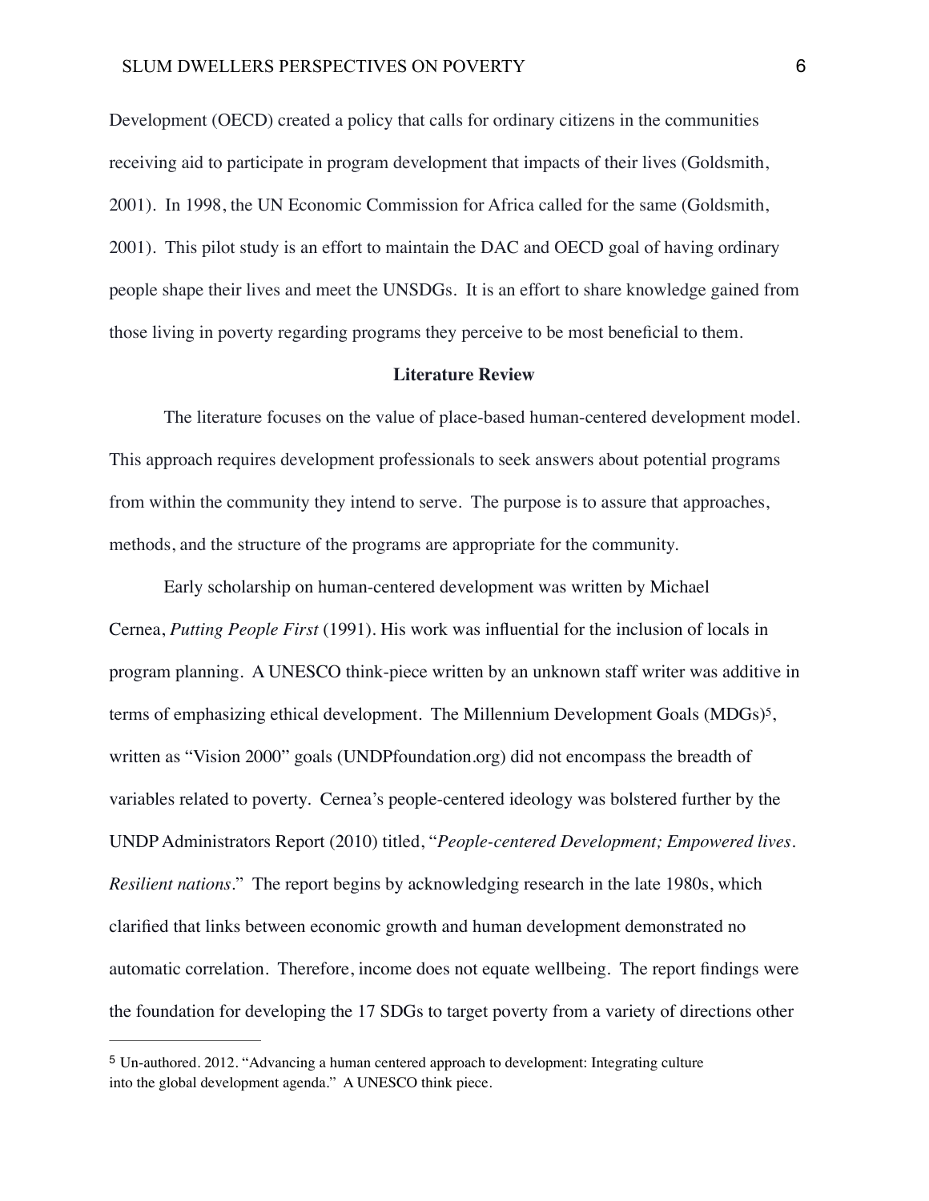Development (OECD) created a policy that calls for ordinary citizens in the communities receiving aid to participate in program development that impacts of their lives (Goldsmith, 2001). In 1998, the UN Economic Commission for Africa called for the same (Goldsmith, 2001). This pilot study is an effort to maintain the DAC and OECD goal of having ordinary people shape their lives and meet the UNSDGs. It is an effort to share knowledge gained from those living in poverty regarding programs they perceive to be most beneficial to them.

## Literature Review

The literature focuses on the value of place-based human-centered development model. This approach requires development professionals to seek answers about potential programs from within the community they intend to serve. The purpose is to assure that approaches, methods, and the structure of the programs are appropriate for the community.

Early scholarship on human-centered development was written by Michael Cernea, *Putting People First* (1991). His work was influential for the inclusion of locals in program planning. A UNESCO think-piece written by an unknown staff writer was additive in terms of emphasizing ethical development. The Millennium Development Goals (MDGs)[5], written as "Vision 2000" goals (UNDPfoundation.org) did not encompass the breadth of variables related to poverty. Cernea's people-centered ideology was bolstered further by the UNDP Administrators Report (2010) titled, "*People-centered Development; Empowered lives. Resilient nations*." The report begins by acknowledging research in the late 1980s, which clarified that links between economic growth and human development demonstrated no automatic correlation. Therefore, income does not equate wellbeing. The report findings were the foundation for developing the 17 SDGs to target poverty from a variety of directions other

---

[5] Un-authored. 2012. "Advancing a human centered approach to development: Integrating culture into the global development agenda." A UNESCO think piece.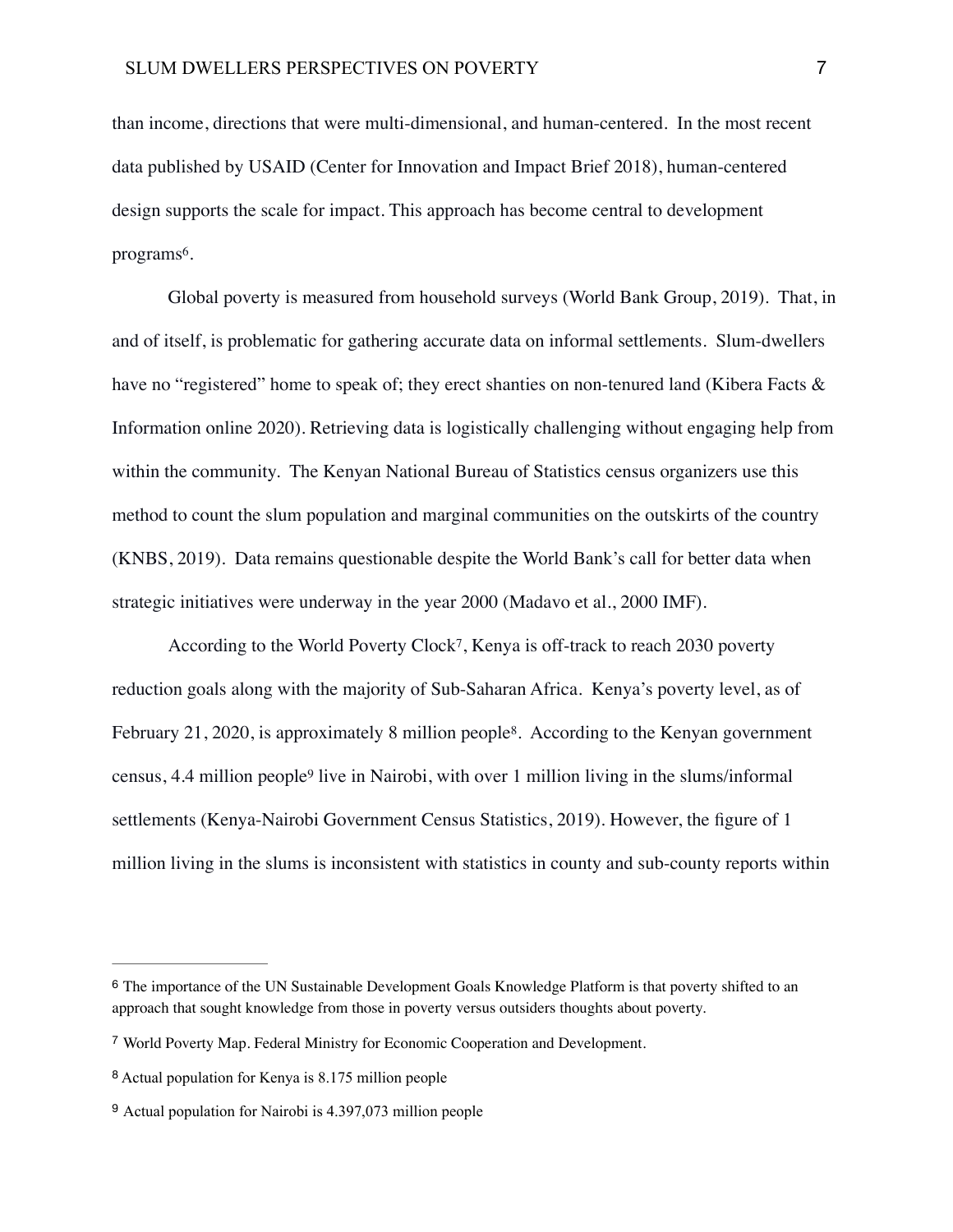than income, directions that were multi-dimensional, and human-centered. In the most recent data published by USAID (Center for Innovation and Impact Brief 2018), human-centered design supports the scale for impact. This approach has become central to development programs[6].

Global poverty is measured from household surveys (World Bank Group, 2019). That, in and of itself, is problematic for gathering accurate data on informal settlements. Slum-dwellers have no "registered" home to speak of; they erect shanties on non-tenured land (Kibera Facts & Information online 2020). Retrieving data is logistically challenging without engaging help from within the community. The Kenyan National Bureau of Statistics census organizers use this method to count the slum population and marginal communities on the outskirts of the country (KNBS, 2019). Data remains questionable despite the World Bank's call for better data when strategic initiatives were underway in the year 2000 (Madavo et al., 2000 IMF).

According to the World Poverty Clock[7], Kenya is off-track to reach 2030 poverty reduction goals along with the majority of Sub-Saharan Africa. Kenya's poverty level, as of February 21, 2020, is approximately 8 million people[8]. According to the Kenyan government census, 4.4 million people[9] live in Nairobi, with over 1 million living in the slums/informal settlements (Kenya-Nairobi Government Census Statistics, 2019). However, the figure of 1 million living in the slums is inconsistent with statistics in county and sub-county reports within

---

[6] The importance of the UN Sustainable Development Goals Knowledge Platform is that poverty shifted to an approach that sought knowledge from those in poverty versus outsiders thoughts about poverty.

[7] World Poverty Map. Federal Ministry for Economic Cooperation and Development.

[8] Actual population for Kenya is 8.175 million people

[9] Actual population for Nairobi is 4.397,073 million people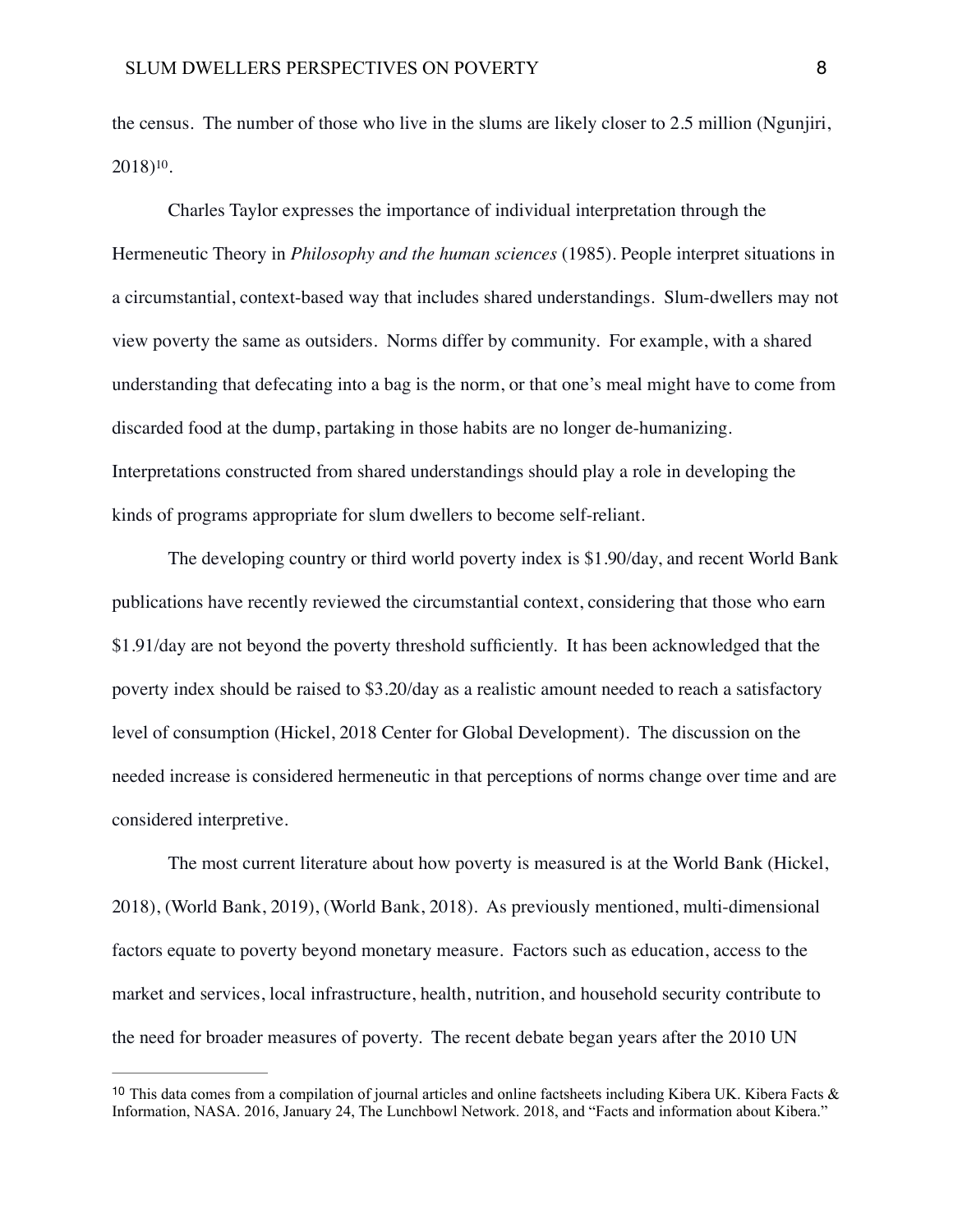the census. The number of those who live in the slums are likely closer to 2.5 million (Ngunjiri, 2018)[10].

Charles Taylor expresses the importance of individual interpretation through the Hermeneutic Theory in *Philosophy and the human sciences* (1985). People interpret situations in a circumstantial, context-based way that includes shared understandings. Slum-dwellers may not view poverty the same as outsiders. Norms differ by community. For example, with a shared understanding that defecating into a bag is the norm, or that one's meal might have to come from discarded food at the dump, partaking in those habits are no longer de-humanizing. Interpretations constructed from shared understandings should play a role in developing the kinds of programs appropriate for slum dwellers to become self-reliant.

The developing country or third world poverty index is \$1.90/day, and recent World Bank publications have recently reviewed the circumstantial context, considering that those who earn \$1.91/day are not beyond the poverty threshold sufficiently. It has been acknowledged that the poverty index should be raised to \$3.20/day as a realistic amount needed to reach a satisfactory level of consumption (Hickel, 2018 Center for Global Development). The discussion on the needed increase is considered hermeneutic in that perceptions of norms change over time and are considered interpretive.

The most current literature about how poverty is measured is at the World Bank (Hickel, 2018), (World Bank, 2019), (World Bank, 2018). As previously mentioned, multi-dimensional factors equate to poverty beyond monetary measure. Factors such as education, access to the market and services, local infrastructure, health, nutrition, and household security contribute to the need for broader measures of poverty. The recent debate began years after the 2010 UN

---

[10] This data comes from a compilation of journal articles and online factsheets including Kibera UK. Kibera Facts & Information, NASA. 2016, January 24, The Lunchbowl Network. 2018, and "Facts and information about Kibera."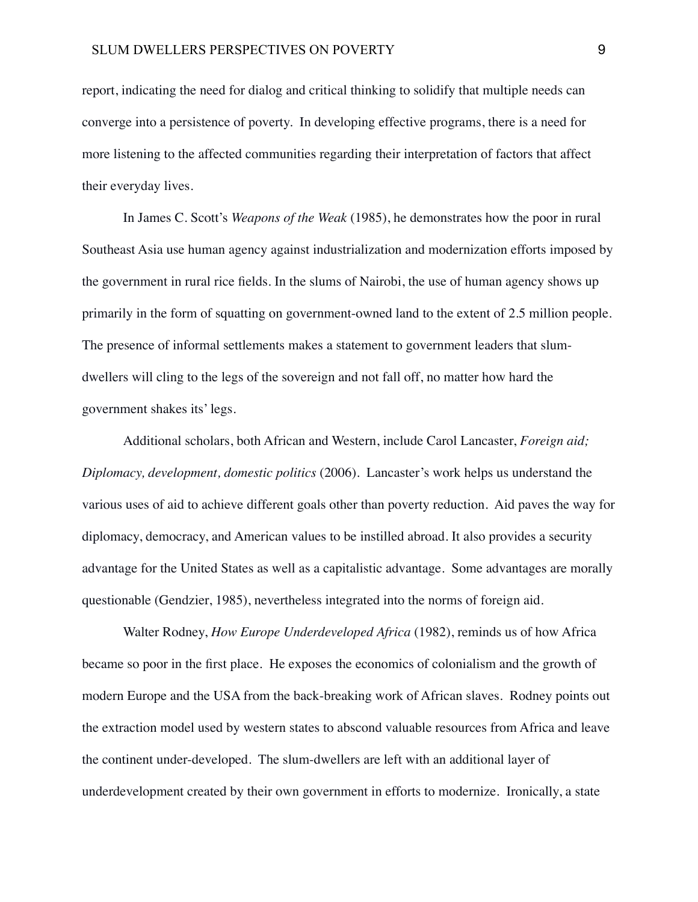report, indicating the need for dialog and critical thinking to solidify that multiple needs can converge into a persistence of poverty. In developing effective programs, there is a need for more listening to the affected communities regarding their interpretation of factors that affect their everyday lives.

In James C. Scott's *Weapons of the Weak* (1985), he demonstrates how the poor in rural Southeast Asia use human agency against industrialization and modernization efforts imposed by the government in rural rice fields. In the slums of Nairobi, the use of human agency shows up primarily in the form of squatting on government-owned land to the extent of 2.5 million people. The presence of informal settlements makes a statement to government leaders that slum-dwellers will cling to the legs of the sovereign and not fall off, no matter how hard the government shakes its' legs.

Additional scholars, both African and Western, include Carol Lancaster, *Foreign aid; Diplomacy, development, domestic politics* (2006). Lancaster's work helps us understand the various uses of aid to achieve different goals other than poverty reduction. Aid paves the way for diplomacy, democracy, and American values to be instilled abroad. It also provides a security advantage for the United States as well as a capitalistic advantage. Some advantages are morally questionable (Gendzier, 1985), nevertheless integrated into the norms of foreign aid.

Walter Rodney, *How Europe Underdeveloped Africa* (1982), reminds us of how Africa became so poor in the first place. He exposes the economics of colonialism and the growth of modern Europe and the USA from the back-breaking work of African slaves. Rodney points out the extraction model used by western states to abscond valuable resources from Africa and leave the continent under-developed. The slum-dwellers are left with an additional layer of underdevelopment created by their own government in efforts to modernize. Ironically, a state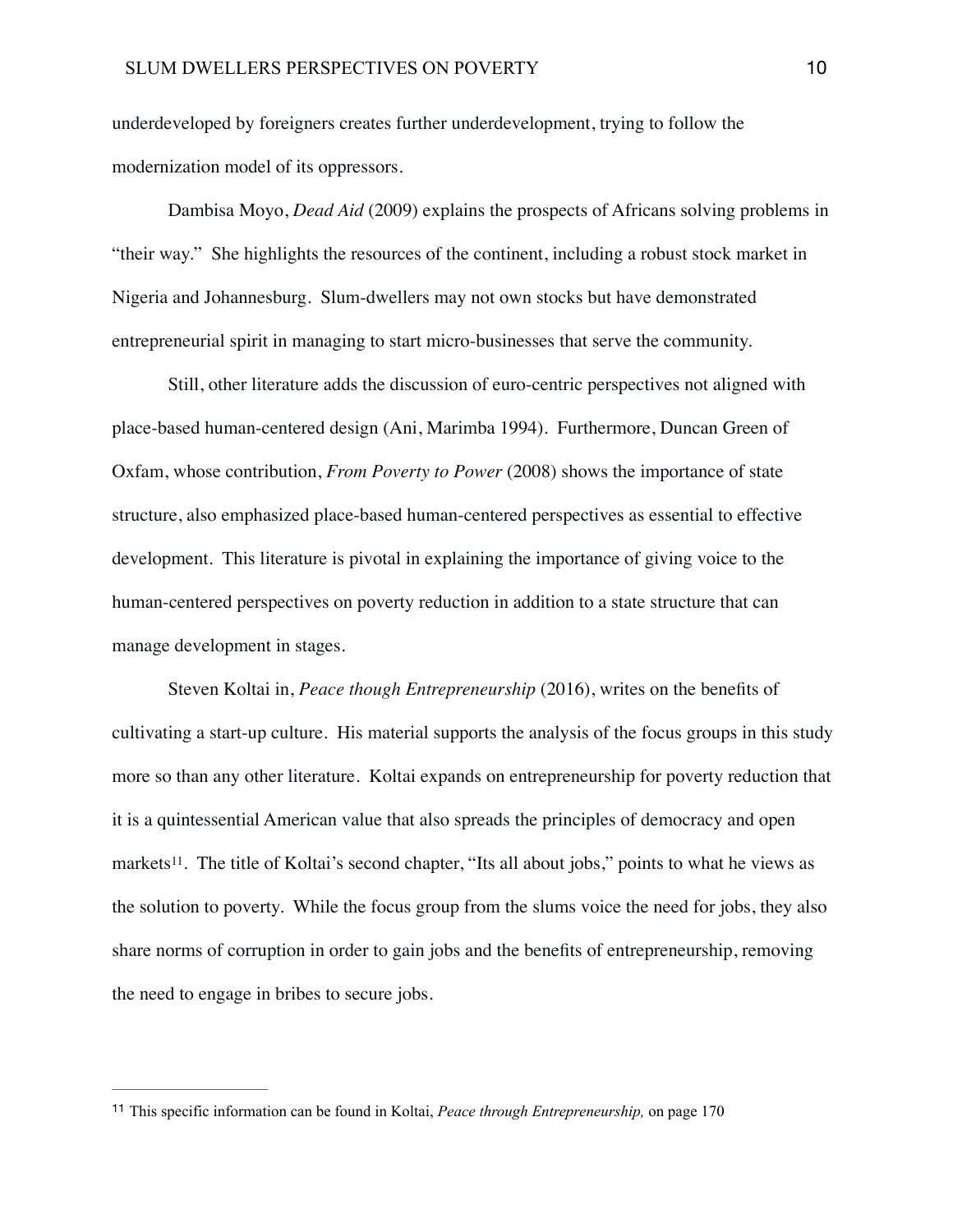underdeveloped by foreigners creates further underdevelopment, trying to follow the modernization model of its oppressors.

Dambisa Moyo, *Dead Aid* (2009) explains the prospects of Africans solving problems in "their way." She highlights the resources of the continent, including a robust stock market in Nigeria and Johannesburg. Slum-dwellers may not own stocks but have demonstrated entrepreneurial spirit in managing to start micro-businesses that serve the community.

Still, other literature adds the discussion of euro-centric perspectives not aligned with place-based human-centered design (Ani, Marimba 1994). Furthermore, Duncan Green of Oxfam, whose contribution, *From Poverty to Power* (2008) shows the importance of state structure, also emphasized place-based human-centered perspectives as essential to effective development. This literature is pivotal in explaining the importance of giving voice to the human-centered perspectives on poverty reduction in addition to a state structure that can manage development in stages.

Steven Koltai in, *Peace though Entrepreneurship* (2016), writes on the benefits of cultivating a start-up culture. His material supports the analysis of the focus groups in this study more so than any other literature. Koltai expands on entrepreneurship for poverty reduction that it is a quintessential American value that also spreads the principles of democracy and open markets[11]. The title of Koltai's second chapter, "Its all about jobs," points to what he views as the solution to poverty. While the focus group from the slums voice the need for jobs, they also share norms of corruption in order to gain jobs and the benefits of entrepreneurship, removing the need to engage in bribes to secure jobs.

---

[11] This specific information can be found in Koltai, *Peace through Entrepreneurship,* on page 170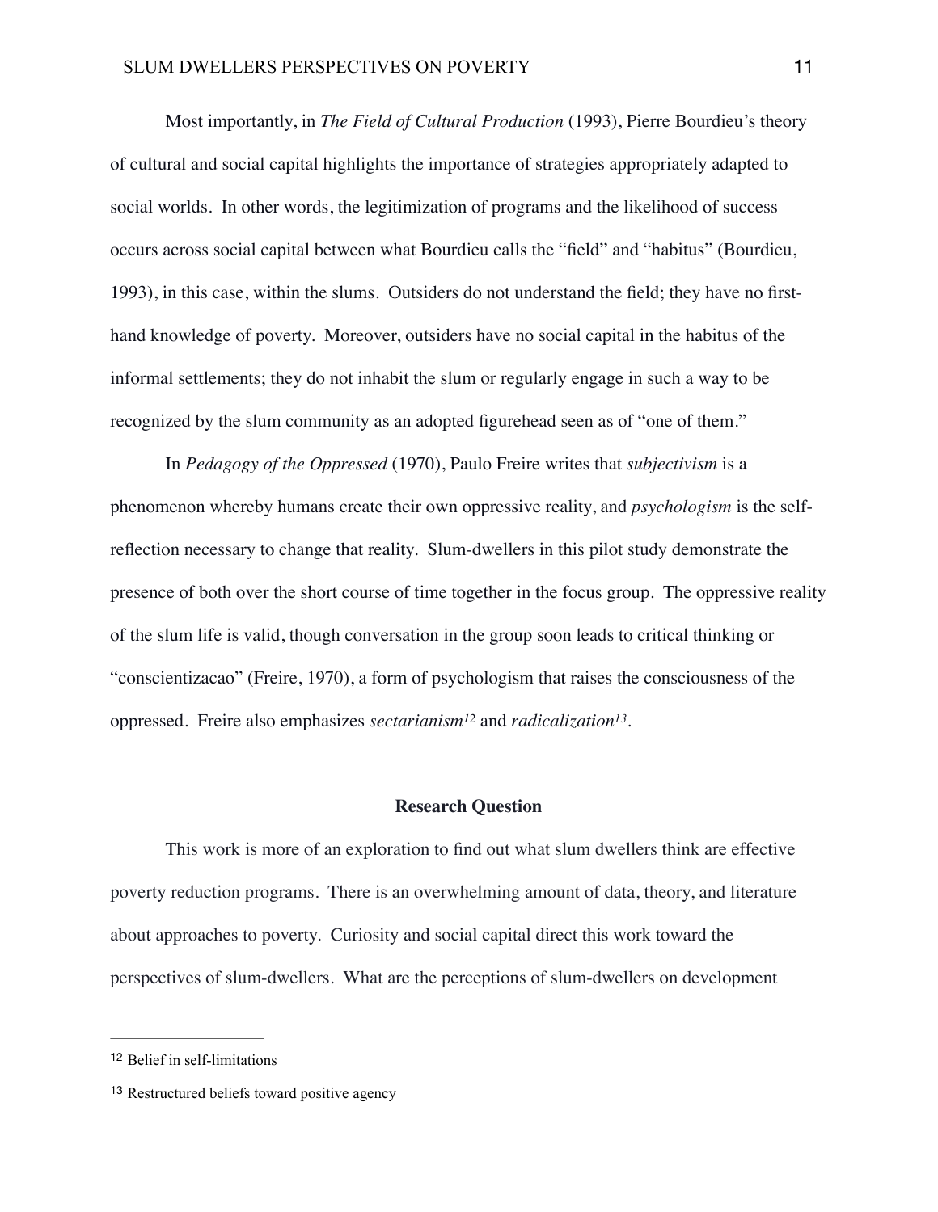Most importantly, in *The Field of Cultural Production* (1993), Pierre Bourdieu's theory of cultural and social capital highlights the importance of strategies appropriately adapted to social worlds. In other words, the legitimization of programs and the likelihood of success occurs across social capital between what Bourdieu calls the "field" and "habitus" (Bourdieu, 1993), in this case, within the slums. Outsiders do not understand the field; they have no first-hand knowledge of poverty. Moreover, outsiders have no social capital in the habitus of the informal settlements; they do not inhabit the slum or regularly engage in such a way to be recognized by the slum community as an adopted figurehead seen as of "one of them."

In *Pedagogy of the Oppressed* (1970), Paulo Freire writes that *subjectivism* is a phenomenon whereby humans create their own oppressive reality, and *psychologism* is the self-reflection necessary to change that reality. Slum-dwellers in this pilot study demonstrate the presence of both over the short course of time together in the focus group. The oppressive reality of the slum life is valid, though conversation in the group soon leads to critical thinking or "conscientizacao" (Freire, 1970), a form of psychologism that raises the consciousness of the oppressed. Freire also emphasizes *sectarianism*[12] and *radicalization*[13].

## Research Question

This work is more of an exploration to find out what slum dwellers think are effective poverty reduction programs. There is an overwhelming amount of data, theory, and literature about approaches to poverty. Curiosity and social capital direct this work toward the perspectives of slum-dwellers. What are the perceptions of slum-dwellers on development

---

[12] Belief in self-limitations

[13] Restructured beliefs toward positive agency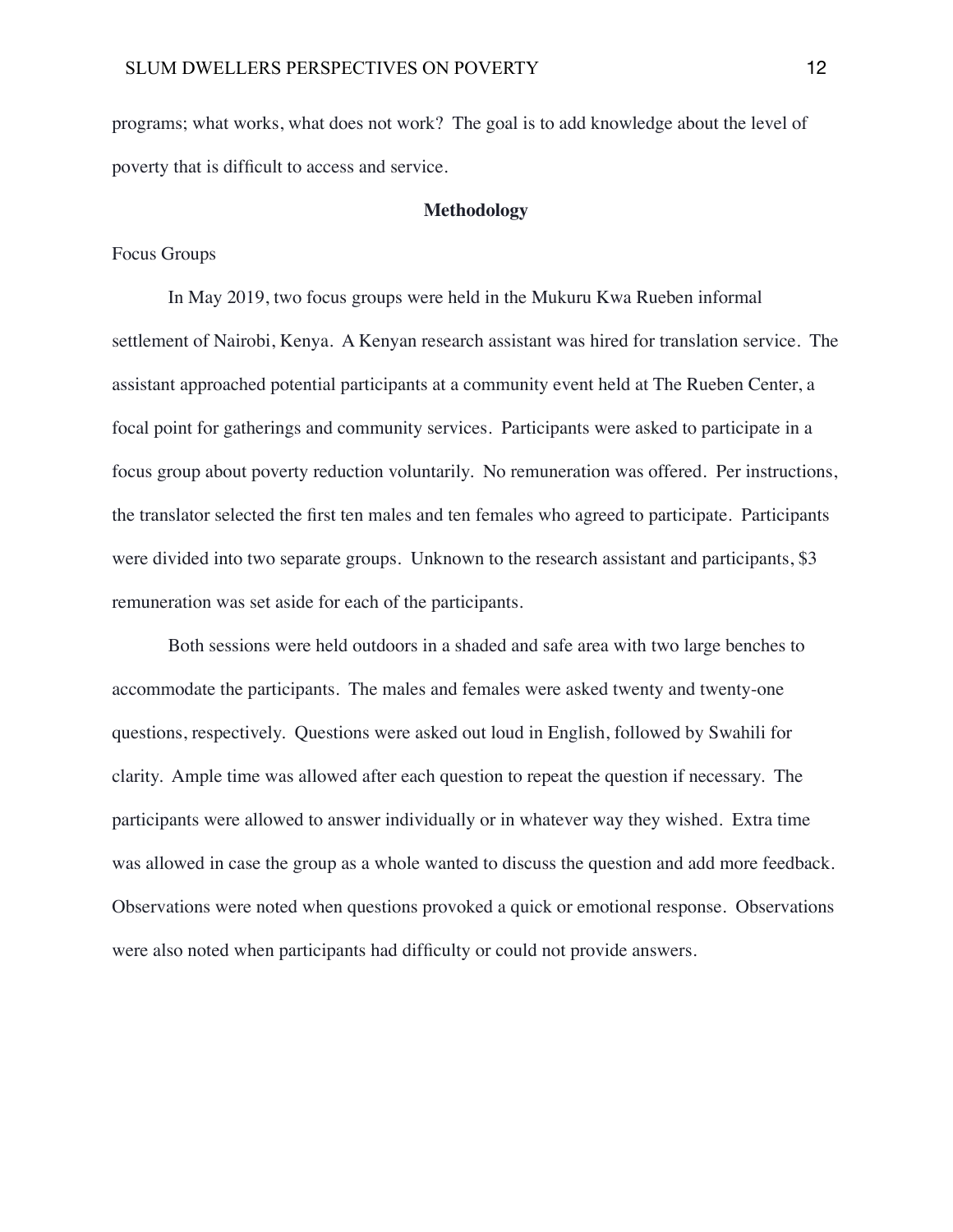programs; what works, what does not work? The goal is to add knowledge about the level of poverty that is difficult to access and service.

## Methodology

Focus Groups

In May 2019, two focus groups were held in the Mukuru Kwa Rueben informal settlement of Nairobi, Kenya. A Kenyan research assistant was hired for translation service. The assistant approached potential participants at a community event held at The Rueben Center, a focal point for gatherings and community services. Participants were asked to participate in a focus group about poverty reduction voluntarily. No remuneration was offered. Per instructions, the translator selected the first ten males and ten females who agreed to participate. Participants were divided into two separate groups. Unknown to the research assistant and participants, $3 remuneration was set aside for each of the participants.

Both sessions were held outdoors in a shaded and safe area with two large benches to accommodate the participants. The males and females were asked twenty and twenty-one questions, respectively. Questions were asked out loud in English, followed by Swahili for clarity. Ample time was allowed after each question to repeat the question if necessary. The participants were allowed to answer individually or in whatever way they wished. Extra time was allowed in case the group as a whole wanted to discuss the question and add more feedback. Observations were noted when questions provoked a quick or emotional response. Observations were also noted when participants had difficulty or could not provide answers.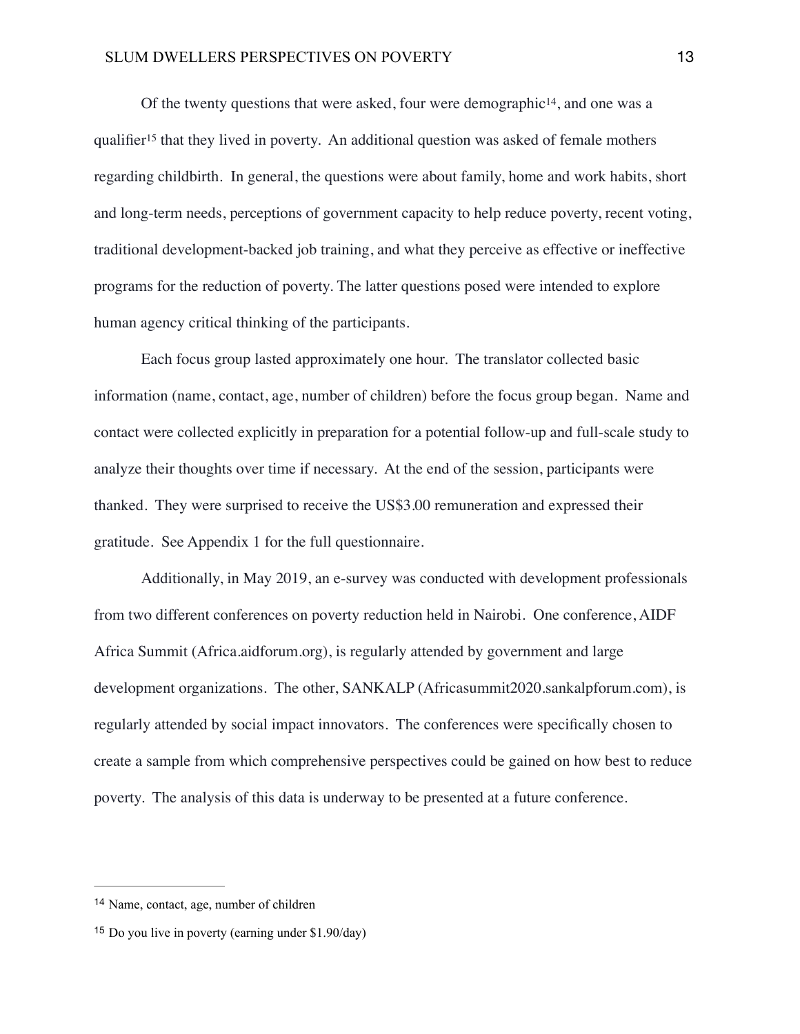Of the twenty questions that were asked, four were demographic[14], and one was a qualifier[15] that they lived in poverty. An additional question was asked of female mothers regarding childbirth. In general, the questions were about family, home and work habits, short and long-term needs, perceptions of government capacity to help reduce poverty, recent voting, traditional development-backed job training, and what they perceive as effective or ineffective programs for the reduction of poverty. The latter questions posed were intended to explore human agency critical thinking of the participants.

Each focus group lasted approximately one hour. The translator collected basic information (name, contact, age, number of children) before the focus group began. Name and contact were collected explicitly in preparation for a potential follow-up and full-scale study to analyze their thoughts over time if necessary. At the end of the session, participants were thanked. They were surprised to receive the US$3.00 remuneration and expressed their gratitude. See Appendix 1 for the full questionnaire.

Additionally, in May 2019, an e-survey was conducted with development professionals from two different conferences on poverty reduction held in Nairobi. One conference, AIDF Africa Summit (Africa.aidforum.org), is regularly attended by government and large development organizations. The other, SANKALP (Africasummit2020.sankalpforum.com), is regularly attended by social impact innovators. The conferences were specifically chosen to create a sample from which comprehensive perspectives could be gained on how best to reduce poverty. The analysis of this data is underway to be presented at a future conference.

---

[14] Name, contact, age, number of children

[15] Do you live in poverty (earning under $1.90/day)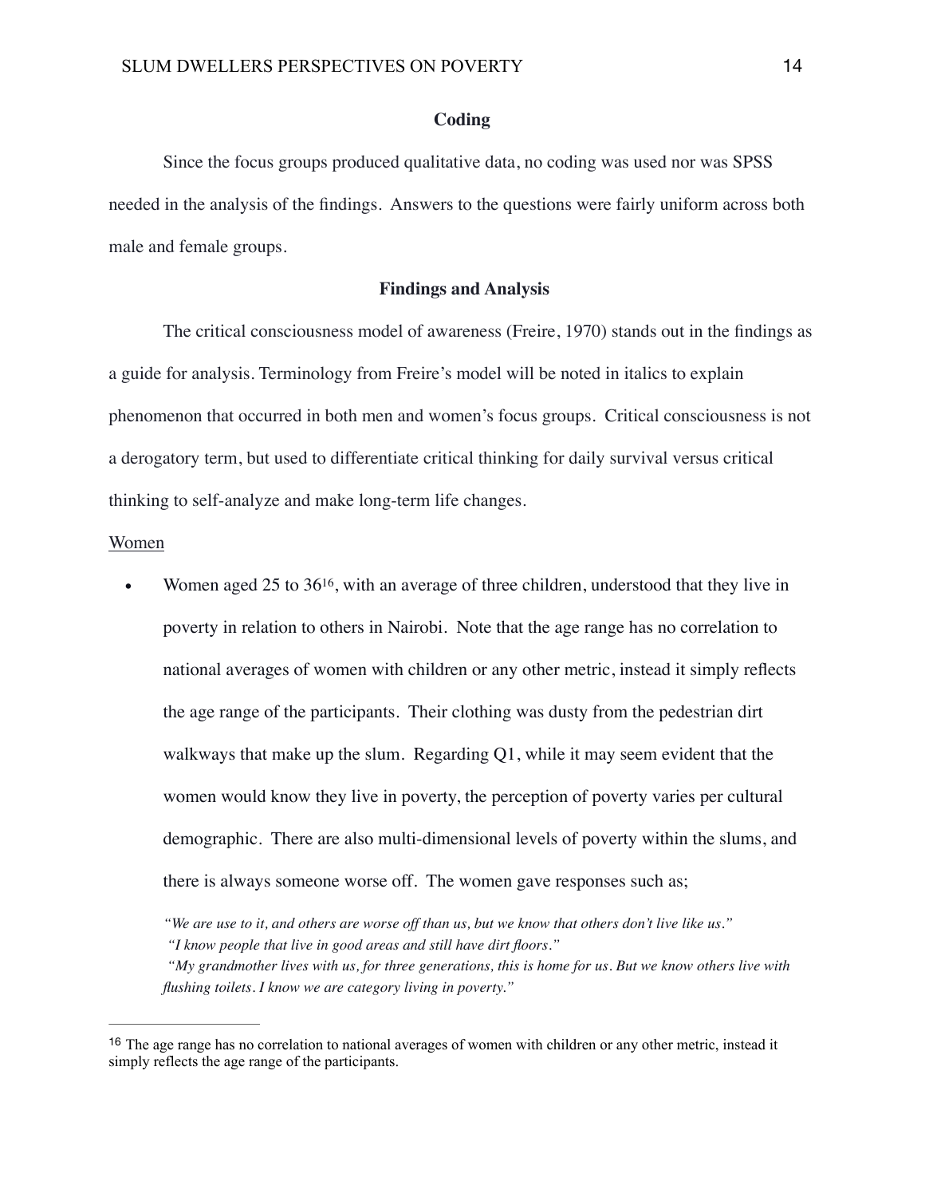## Coding

Since the focus groups produced qualitative data, no coding was used nor was SPSS needed in the analysis of the findings. Answers to the questions were fairly uniform across both male and female groups.

## Findings and Analysis

The critical consciousness model of awareness (Freire, 1970) stands out in the findings as a guide for analysis. Terminology from Freire's model will be noted in italics to explain phenomenon that occurred in both men and women's focus groups. Critical consciousness is not a derogatory term, but used to differentiate critical thinking for daily survival versus critical thinking to self-analyze and make long-term life changes.

<u>Women</u>

- Women aged 25 to 36[16], with an average of three children, understood that they live in poverty in relation to others in Nairobi. Note that the age range has no correlation to national averages of women with children or any other metric, instead it simply reflects the age range of the participants. Their clothing was dusty from the pedestrian dirt walkways that make up the slum. Regarding Q1, while it may seem evident that the women would know they live in poverty, the perception of poverty varies per cultural demographic. There are also multi-dimensional levels of poverty within the slums, and there is always someone worse off. The women gave responses such as;

  *"We are use to it, and others are worse off than us, but we know that others don't live like us."*
  *"I know people that live in good areas and still have dirt floors."*
  *"My grandmother lives with us, for three generations, this is home for us. But we know others live with flushing toilets. I know we are category living in poverty."*

---

[16] The age range has no correlation to national averages of women with children or any other metric, instead it simply reflects the age range of the participants.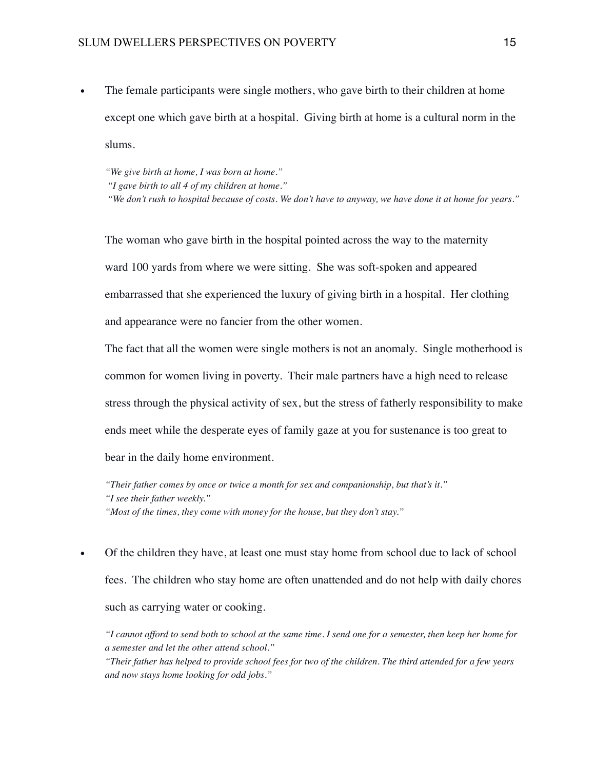- The female participants were single mothers, who gave birth to their children at home except one which gave birth at a hospital. Giving birth at home is a cultural norm in the slums.

  *"We give birth at home, I was born at home."*
  *"I gave birth to all 4 of my children at home."*
  *"We don't rush to hospital because of costs. We don't have to anyway, we have done it at home for years."*

  The woman who gave birth in the hospital pointed across the way to the maternity ward 100 yards from where we were sitting. She was soft-spoken and appeared embarrassed that she experienced the luxury of giving birth in a hospital. Her clothing and appearance were no fancier from the other women.

  The fact that all the women were single mothers is not an anomaly. Single motherhood is common for women living in poverty. Their male partners have a high need to release stress through the physical activity of sex, but the stress of fatherly responsibility to make ends meet while the desperate eyes of family gaze at you for sustenance is too great to bear in the daily home environment.

  *"Their father comes by once or twice a month for sex and companionship, but that's it."*
  *"I see their father weekly."*
  *"Most of the times, they come with money for the house, but they don't stay."*

- Of the children they have, at least one must stay home from school due to lack of school fees. The children who stay home are often unattended and do not help with daily chores such as carrying water or cooking.

  *"I cannot afford to send both to school at the same time. I send one for a semester, then keep her home for a semester and let the other attend school."*
  *"Their father has helped to provide school fees for two of the children. The third attended for a few years and now stays home looking for odd jobs."*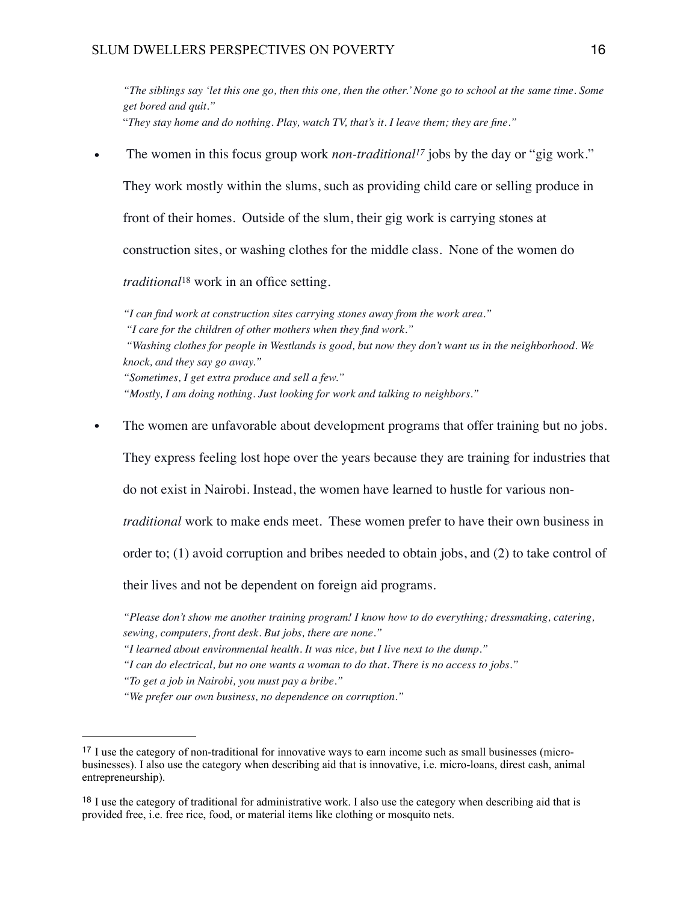*"The siblings say 'let this one go, then this one, then the other.' None go to school at the same time. Some get bored and quit."*
"*They stay home and do nothing. Play, watch TV, that's it. I leave them; they are fine."*

- The women in this focus group work *non-traditional*[17] jobs by the day or "gig work." They work mostly within the slums, such as providing child care or selling produce in front of their homes. Outside of the slum, their gig work is carrying stones at construction sites, or washing clothes for the middle class. None of the women do *traditional*[18] work in an office setting.

*"I can find work at construction sites carrying stones away from the work area."*
*"I care for the children of other mothers when they find work."*
*"Washing clothes for people in Westlands is good, but now they don't want us in the neighborhood. We knock, and they say go away."*
*"Sometimes, I get extra produce and sell a few."*
*"Mostly, I am doing nothing. Just looking for work and talking to neighbors."*

- The women are unfavorable about development programs that offer training but no jobs. They express feeling lost hope over the years because they are training for industries that do not exist in Nairobi. Instead, the women have learned to hustle for various non-*traditional* work to make ends meet. These women prefer to have their own business in order to; (1) avoid corruption and bribes needed to obtain jobs, and (2) to take control of their lives and not be dependent on foreign aid programs.

*"Please don't show me another training program! I know how to do everything; dressmaking, catering, sewing, computers, front desk. But jobs, there are none."*
*"I learned about environmental health. It was nice, but I live next to the dump."*
*"I can do electrical, but no one wants a woman to do that. There is no access to jobs."*
*"To get a job in Nairobi, you must pay a bribe."*
*"We prefer our own business, no dependence on corruption."*

---

[17] I use the category of non-traditional for innovative ways to earn income such as small businesses (micro-businesses). I also use the category when describing aid that is innovative, i.e. micro-loans, direst cash, animal entrepreneurship).

[18] I use the category of traditional for administrative work. I also use the category when describing aid that is provided free, i.e. free rice, food, or material items like clothing or mosquito nets.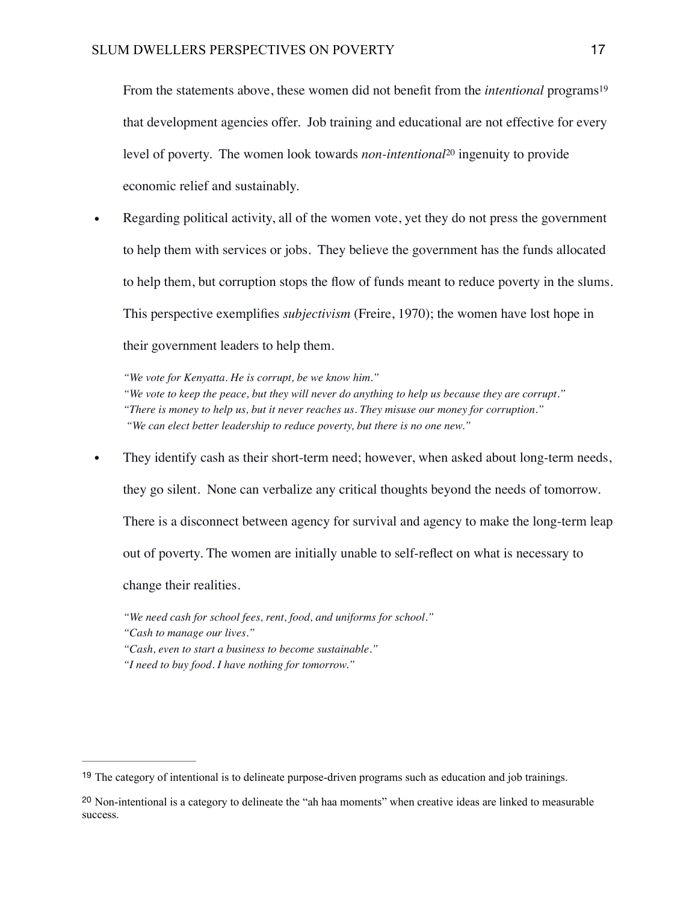From the statements above, these women did not benefit from the *intentional* programs[19] that development agencies offer. Job training and educational are not effective for every level of poverty. The women look towards *non-intentional*[20] ingenuity to provide economic relief and sustainably.

- Regarding political activity, all of the women vote, yet they do not press the government to help them with services or jobs. They believe the government has the funds allocated to help them, but corruption stops the flow of funds meant to reduce poverty in the slums. This perspective exemplifies *subjectivism* (Freire, 1970); the women have lost hope in their government leaders to help them.

  *"We vote for Kenyatta. He is corrupt, be we know him."*
  *"We vote to keep the peace, but they will never do anything to help us because they are corrupt."*
  *"There is money to help us, but it never reaches us. They misuse our money for corruption."*
  *"We can elect better leadership to reduce poverty, but there is no one new."*

- They identify cash as their short-term need; however, when asked about long-term needs, they go silent. None can verbalize any critical thoughts beyond the needs of tomorrow. There is a disconnect between agency for survival and agency to make the long-term leap out of poverty. The women are initially unable to self-reflect on what is necessary to change their realities.

  *"We need cash for school fees, rent, food, and uniforms for school."*
  *"Cash to manage our lives."*
  *"Cash, even to start a business to become sustainable."*
  *"I need to buy food. I have nothing for tomorrow."*

---

[19] The category of intentional is to delineate purpose-driven programs such as education and job trainings.

[20] Non-intentional is a category to delineate the "ah haa moments" when creative ideas are linked to measurable success.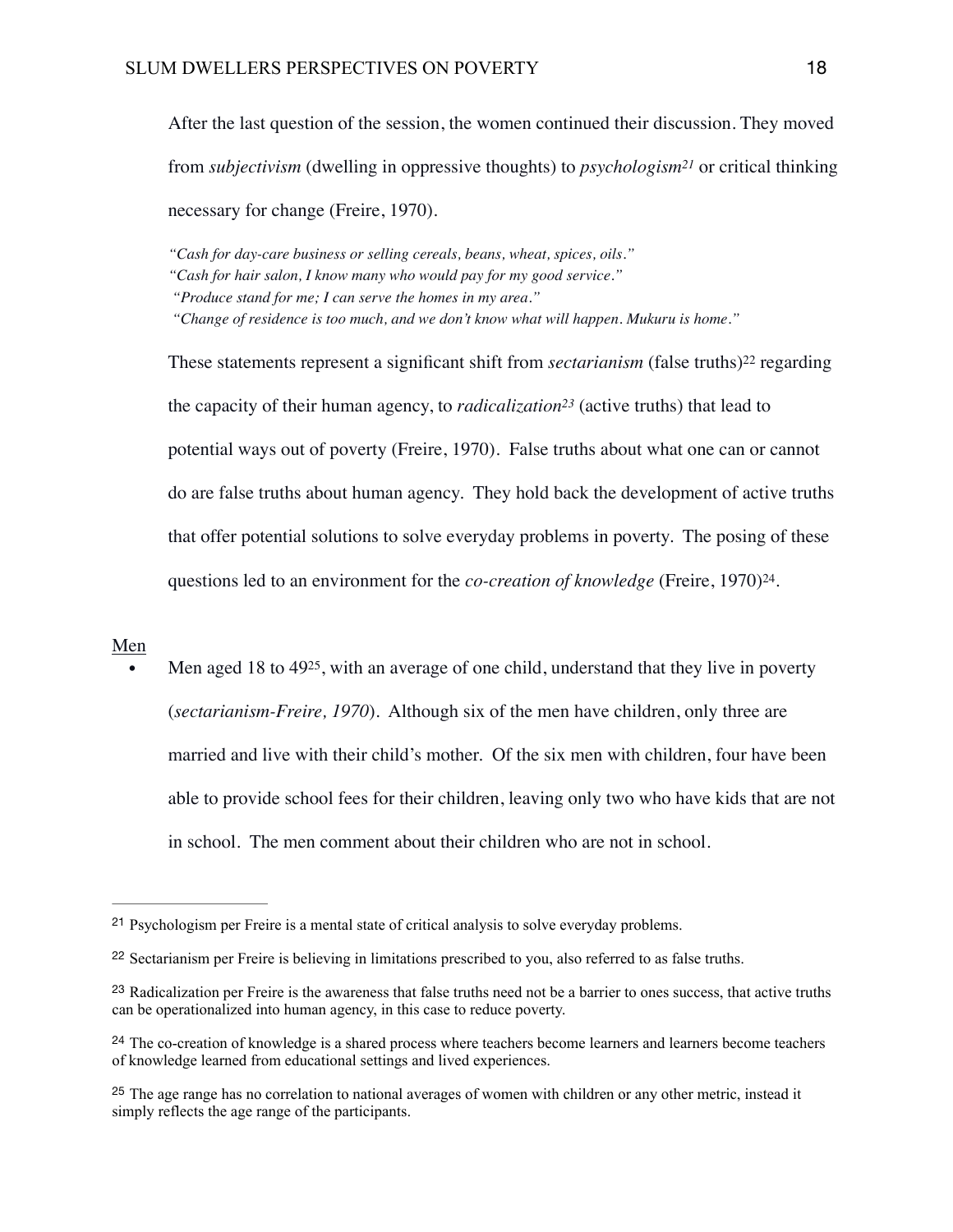After the last question of the session, the women continued their discussion. They moved from *subjectivism* (dwelling in oppressive thoughts) to *psychologism*[21] or critical thinking necessary for change (Freire, 1970).

*"Cash for day-care business or selling cereals, beans, wheat, spices, oils."*
*"Cash for hair salon, I know many who would pay for my good service."*
*"Produce stand for me; I can serve the homes in my area."*
*"Change of residence is too much, and we don't know what will happen. Mukuru is home."*

These statements represent a significant shift from *sectarianism* (false truths)[22] regarding the capacity of their human agency, to *radicalization*[23] (active truths) that lead to potential ways out of poverty (Freire, 1970). False truths about what one can or cannot do are false truths about human agency. They hold back the development of active truths that offer potential solutions to solve everyday problems in poverty. The posing of these questions led to an environment for the *co-creation of knowledge* (Freire, 1970)[24].

<u>Men</u>

- Men aged 18 to 49[25], with an average of one child, understand that they live in poverty (*sectarianism-Freire, 1970*). Although six of the men have children, only three are married and live with their child's mother. Of the six men with children, four have been able to provide school fees for their children, leaving only two who have kids that are not in school. The men comment about their children who are not in school.

---

[21] Psychologism per Freire is a mental state of critical analysis to solve everyday problems.

[22] Sectarianism per Freire is believing in limitations prescribed to you, also referred to as false truths.

[23] Radicalization per Freire is the awareness that false truths need not be a barrier to ones success, that active truths can be operationalized into human agency, in this case to reduce poverty.

[24] The co-creation of knowledge is a shared process where teachers become learners and learners become teachers of knowledge learned from educational settings and lived experiences.

[25] The age range has no correlation to national averages of women with children or any other metric, instead it simply reflects the age range of the participants.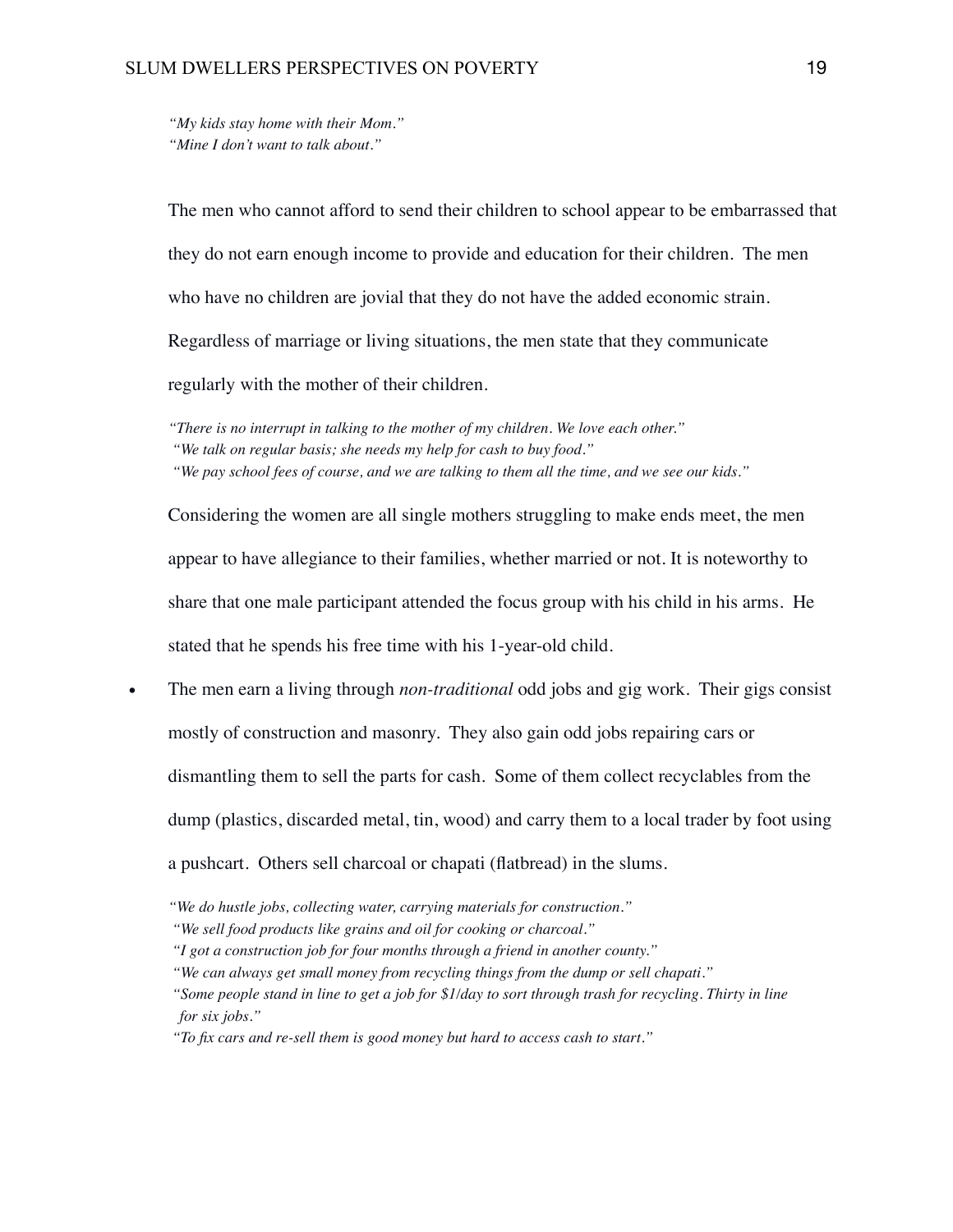*"My kids stay home with their Mom."*
*"Mine I don't want to talk about."*

The men who cannot afford to send their children to school appear to be embarrassed that they do not earn enough income to provide and education for their children. The men who have no children are jovial that they do not have the added economic strain. Regardless of marriage or living situations, the men state that they communicate regularly with the mother of their children.

*"There is no interrupt in talking to the mother of my children. We love each other."*
*"We talk on regular basis; she needs my help for cash to buy food."*
*"We pay school fees of course, and we are talking to them all the time, and we see our kids."*

Considering the women are all single mothers struggling to make ends meet, the men appear to have allegiance to their families, whether married or not. It is noteworthy to share that one male participant attended the focus group with his child in his arms. He stated that he spends his free time with his 1-year-old child.

- The men earn a living through *non-traditional* odd jobs and gig work. Their gigs consist mostly of construction and masonry. They also gain odd jobs repairing cars or dismantling them to sell the parts for cash. Some of them collect recyclables from the dump (plastics, discarded metal, tin, wood) and carry them to a local trader by foot using a pushcart. Others sell charcoal or chapati (flatbread) in the slums.

*"We do hustle jobs, collecting water, carrying materials for construction."*
*"We sell food products like grains and oil for cooking or charcoal."*
*"I got a construction job for four months through a friend in another county."*
*"We can always get small money from recycling things from the dump or sell chapati."*
*"Some people stand in line to get a job for $1/day to sort through trash for recycling. Thirty in line for six jobs."*
*"To fix cars and re-sell them is good money but hard to access cash to start."*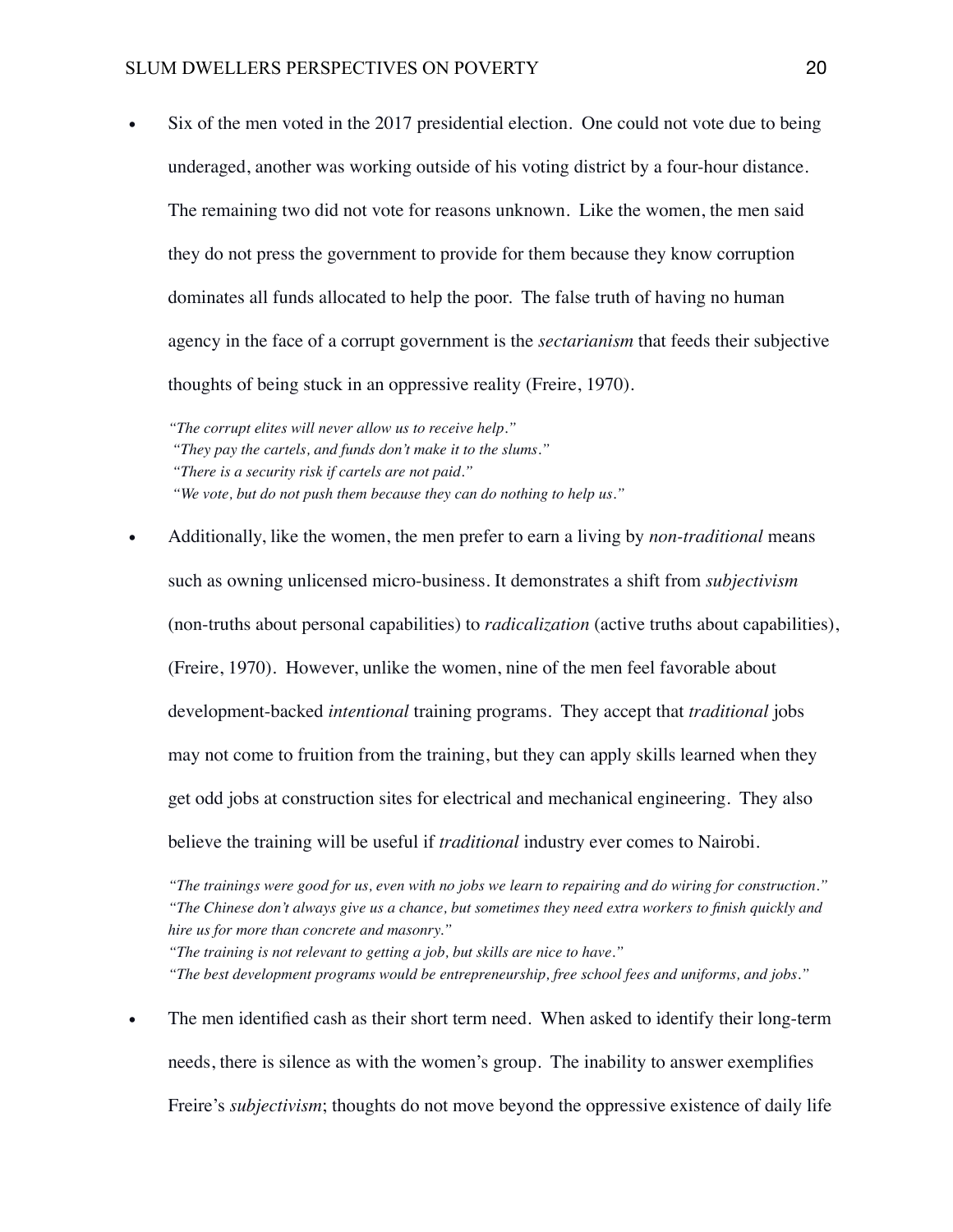- Six of the men voted in the 2017 presidential election. One could not vote due to being underaged, another was working outside of his voting district by a four-hour distance. The remaining two did not vote for reasons unknown. Like the women, the men said they do not press the government to provide for them because they know corruption dominates all funds allocated to help the poor. The false truth of having no human agency in the face of a corrupt government is the *sectarianism* that feeds their subjective thoughts of being stuck in an oppressive reality (Freire, 1970).

  *"The corrupt elites will never allow us to receive help."*
  *"They pay the cartels, and funds don't make it to the slums."*
  *"There is a security risk if cartels are not paid."*
  *"We vote, but do not push them because they can do nothing to help us."*

- Additionally, like the women, the men prefer to earn a living by *non-traditional* means such as owning unlicensed micro-business. It demonstrates a shift from *subjectivism* (non-truths about personal capabilities) to *radicalization* (active truths about capabilities), (Freire, 1970). However, unlike the women, nine of the men feel favorable about development-backed *intentional* training programs. They accept that *traditional* jobs may not come to fruition from the training, but they can apply skills learned when they get odd jobs at construction sites for electrical and mechanical engineering. They also believe the training will be useful if *traditional* industry ever comes to Nairobi.

  *"The trainings were good for us, even with no jobs we learn to repairing and do wiring for construction."*
  *"The Chinese don't always give us a chance, but sometimes they need extra workers to finish quickly and hire us for more than concrete and masonry."*
  *"The training is not relevant to getting a job, but skills are nice to have."*
  *"The best development programs would be entrepreneurship, free school fees and uniforms, and jobs."*

- The men identified cash as their short term need. When asked to identify their long-term needs, there is silence as with the women's group. The inability to answer exemplifies Freire's *subjectivism*; thoughts do not move beyond the oppressive existence of daily life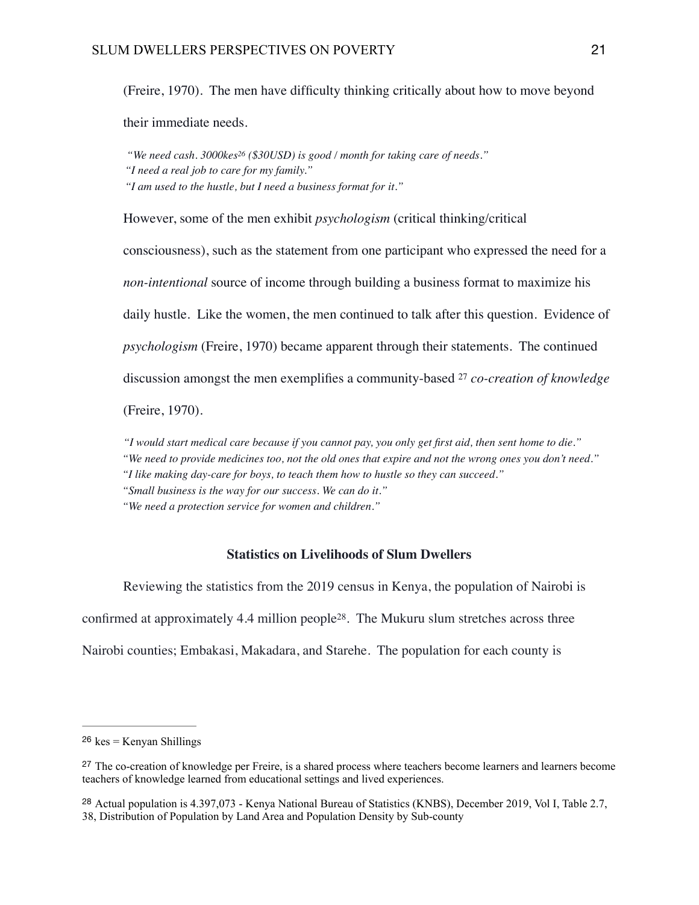(Freire, 1970). The men have difficulty thinking critically about how to move beyond their immediate needs.

*"We need cash. 3000kes[26] ($30USD) is good / month for taking care of needs."*
*"I need a real job to care for my family."*
*"I am used to the hustle, but I need a business format for it."*

However, some of the men exhibit *psychologism* (critical thinking/critical consciousness), such as the statement from one participant who expressed the need for a *non-intentional* source of income through building a business format to maximize his daily hustle. Like the women, the men continued to talk after this question. Evidence of *psychologism* (Freire, 1970) became apparent through their statements. The continued discussion amongst the men exemplifies a community-based [27] *co-creation of knowledge* (Freire, 1970).

*"I would start medical care because if you cannot pay, you only get first aid, then sent home to die."*
*"We need to provide medicines too, not the old ones that expire and not the wrong ones you don't need."*
*"I like making day-care for boys, to teach them how to hustle so they can succeed."*
*"Small business is the way for our success. We can do it."*
*"We need a protection service for women and children."*

### Statistics on Livelihoods of Slum Dwellers

Reviewing the statistics from the 2019 census in Kenya, the population of Nairobi is confirmed at approximately 4.4 million people[28]. The Mukuru slum stretches across three Nairobi counties; Embakasi, Makadara, and Starehe. The population for each county is

---

[26] kes = Kenyan Shillings

[27] The co-creation of knowledge per Freire, is a shared process where teachers become learners and learners become teachers of knowledge learned from educational settings and lived experiences.

[28] Actual population is 4.397,073 - Kenya National Bureau of Statistics (KNBS), December 2019, Vol I, Table 2.7, 38, Distribution of Population by Land Area and Population Density by Sub-county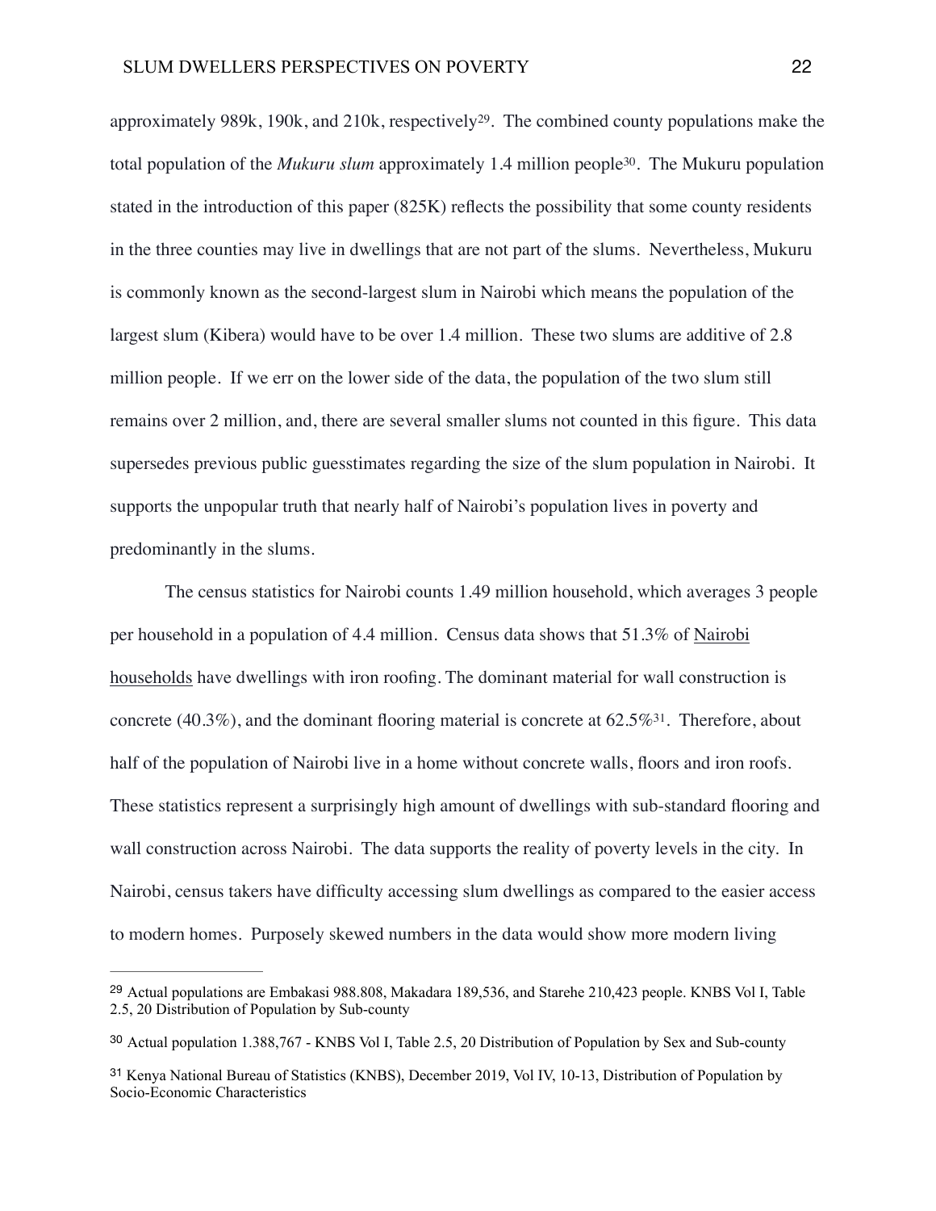approximately 989k, 190k, and 210k, respectively[29]. The combined county populations make the total population of the *Mukuru slum* approximately 1.4 million people[30]. The Mukuru population stated in the introduction of this paper (825K) reflects the possibility that some county residents in the three counties may live in dwellings that are not part of the slums. Nevertheless, Mukuru is commonly known as the second-largest slum in Nairobi which means the population of the largest slum (Kibera) would have to be over 1.4 million. These two slums are additive of 2.8 million people. If we err on the lower side of the data, the population of the two slum still remains over 2 million, and, there are several smaller slums not counted in this figure. This data supersedes previous public guesstimates regarding the size of the slum population in Nairobi. It supports the unpopular truth that nearly half of Nairobi's population lives in poverty and predominantly in the slums.

The census statistics for Nairobi counts 1.49 million household, which averages 3 people per household in a population of 4.4 million. Census data shows that 51.3% of Nairobi households have dwellings with iron roofing. The dominant material for wall construction is concrete (40.3%), and the dominant flooring material is concrete at 62.5%[31]. Therefore, about half of the population of Nairobi live in a home without concrete walls, floors and iron roofs. These statistics represent a surprisingly high amount of dwellings with sub-standard flooring and wall construction across Nairobi. The data supports the reality of poverty levels in the city. In Nairobi, census takers have difficulty accessing slum dwellings as compared to the easier access to modern homes. Purposely skewed numbers in the data would show more modern living

---

[29] Actual populations are Embakasi 988.808, Makadara 189,536, and Starehe 210,423 people. KNBS Vol I, Table 2.5, 20 Distribution of Population by Sub-county

[30] Actual population 1.388,767 - KNBS Vol I, Table 2.5, 20 Distribution of Population by Sex and Sub-county

[31] Kenya National Bureau of Statistics (KNBS), December 2019, Vol IV, 10-13, Distribution of Population by Socio-Economic Characteristics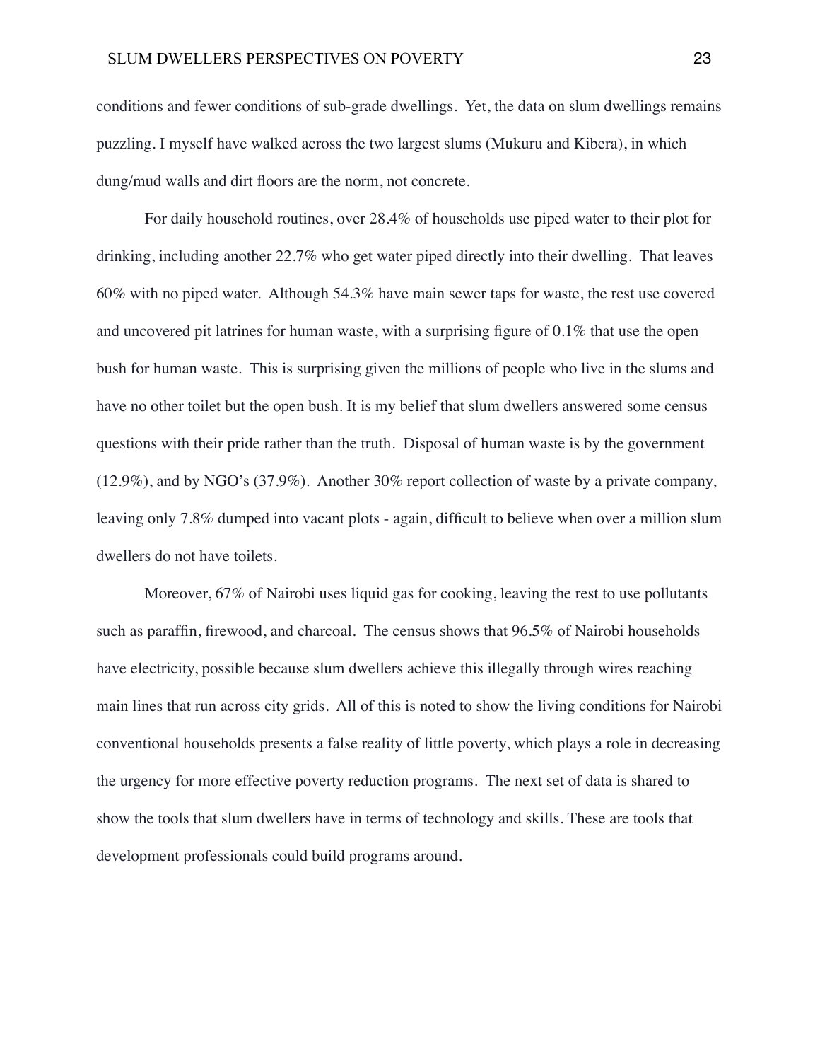conditions and fewer conditions of sub-grade dwellings. Yet, the data on slum dwellings remains puzzling. I myself have walked across the two largest slums (Mukuru and Kibera), in which dung/mud walls and dirt floors are the norm, not concrete.

For daily household routines, over 28.4% of households use piped water to their plot for drinking, including another 22.7% who get water piped directly into their dwelling. That leaves 60% with no piped water. Although 54.3% have main sewer taps for waste, the rest use covered and uncovered pit latrines for human waste, with a surprising figure of 0.1% that use the open bush for human waste. This is surprising given the millions of people who live in the slums and have no other toilet but the open bush. It is my belief that slum dwellers answered some census questions with their pride rather than the truth. Disposal of human waste is by the government (12.9%), and by NGO's (37.9%). Another 30% report collection of waste by a private company, leaving only 7.8% dumped into vacant plots - again, difficult to believe when over a million slum dwellers do not have toilets.

Moreover, 67% of Nairobi uses liquid gas for cooking, leaving the rest to use pollutants such as paraffin, firewood, and charcoal. The census shows that 96.5% of Nairobi households have electricity, possible because slum dwellers achieve this illegally through wires reaching main lines that run across city grids. All of this is noted to show the living conditions for Nairobi conventional households presents a false reality of little poverty, which plays a role in decreasing the urgency for more effective poverty reduction programs. The next set of data is shared to show the tools that slum dwellers have in terms of technology and skills. These are tools that development professionals could build programs around.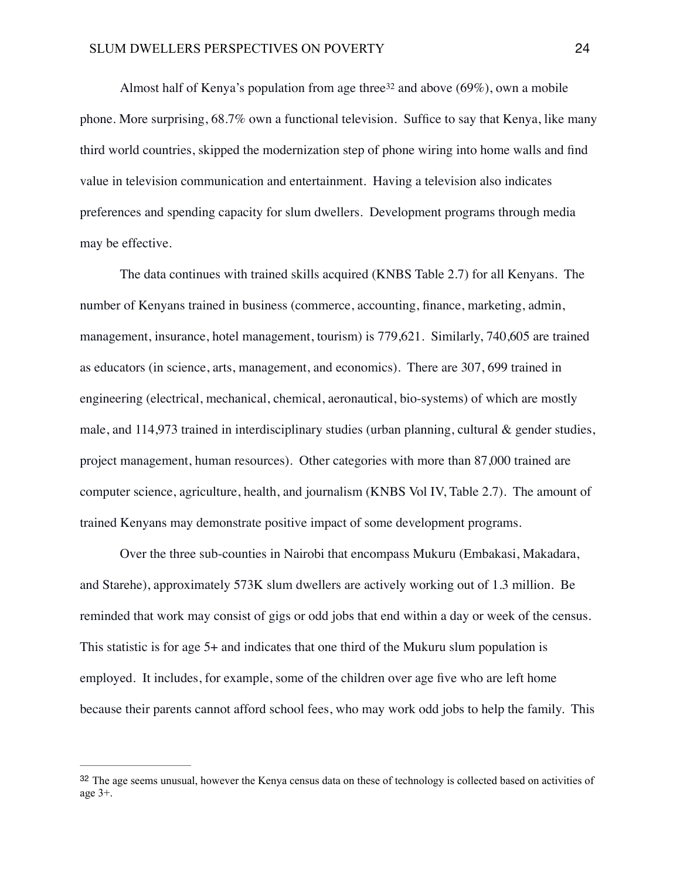Almost half of Kenya's population from age three[32] and above (69%), own a mobile phone. More surprising, 68.7% own a functional television. Suffice to say that Kenya, like many third world countries, skipped the modernization step of phone wiring into home walls and find value in television communication and entertainment. Having a television also indicates preferences and spending capacity for slum dwellers. Development programs through media may be effective.

The data continues with trained skills acquired (KNBS Table 2.7) for all Kenyans. The number of Kenyans trained in business (commerce, accounting, finance, marketing, admin, management, insurance, hotel management, tourism) is 779,621. Similarly, 740,605 are trained as educators (in science, arts, management, and economics). There are 307, 699 trained in engineering (electrical, mechanical, chemical, aeronautical, bio-systems) of which are mostly male, and 114,973 trained in interdisciplinary studies (urban planning, cultural & gender studies, project management, human resources). Other categories with more than 87,000 trained are computer science, agriculture, health, and journalism (KNBS Vol IV, Table 2.7). The amount of trained Kenyans may demonstrate positive impact of some development programs.

Over the three sub-counties in Nairobi that encompass Mukuru (Embakasi, Makadara, and Starehe), approximately 573K slum dwellers are actively working out of 1.3 million. Be reminded that work may consist of gigs or odd jobs that end within a day or week of the census. This statistic is for age 5+ and indicates that one third of the Mukuru slum population is employed. It includes, for example, some of the children over age five who are left home because their parents cannot afford school fees, who may work odd jobs to help the family. This

---

[32] The age seems unusual, however the Kenya census data on these of technology is collected based on activities of age 3+.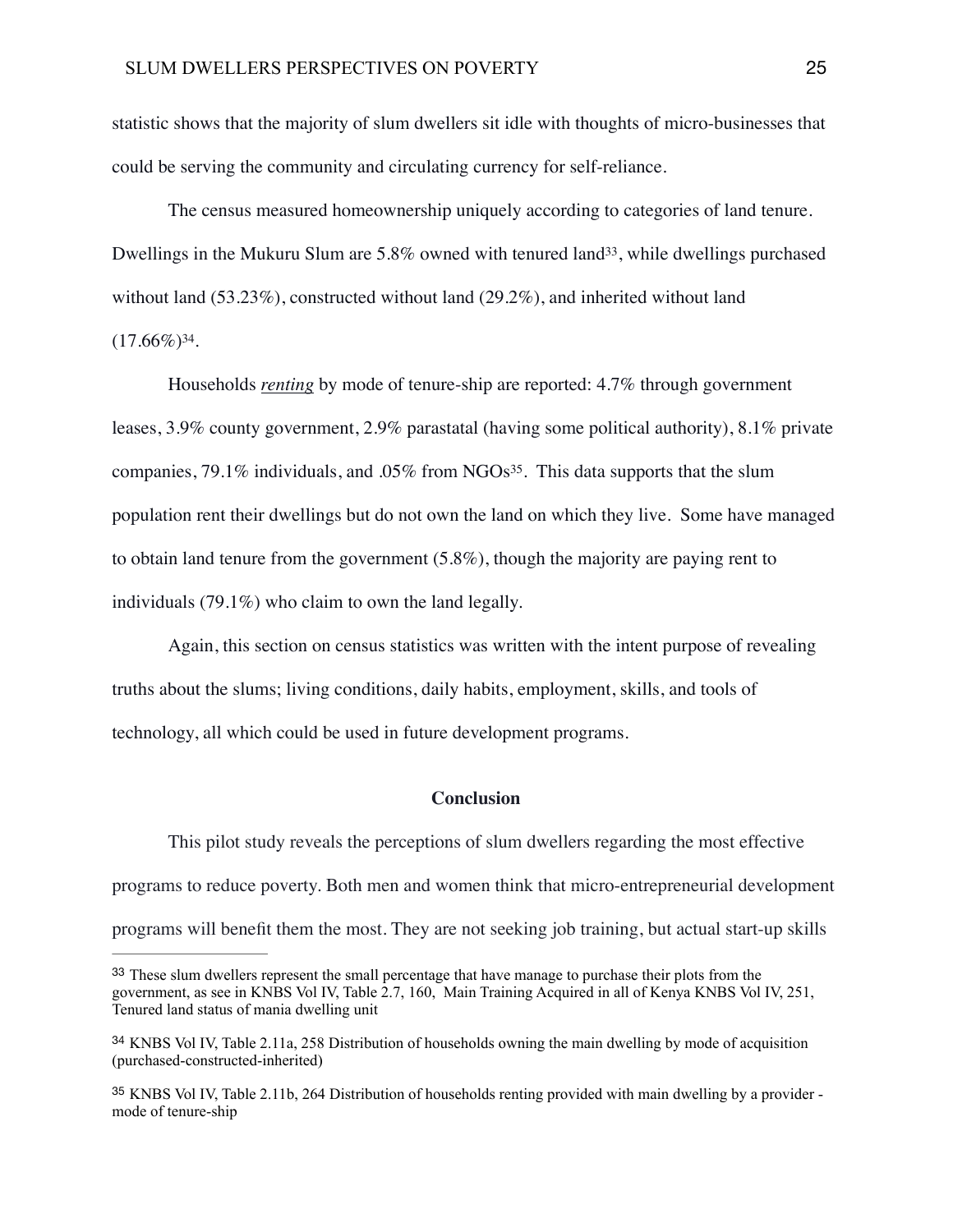statistic shows that the majority of slum dwellers sit idle with thoughts of micro-businesses that could be serving the community and circulating currency for self-reliance.

The census measured homeownership uniquely according to categories of land tenure. Dwellings in the Mukuru Slum are 5.8% owned with tenured land[33], while dwellings purchased without land (53.23%), constructed without land (29.2%), and inherited without land (17.66%)[34].

Households *renting* by mode of tenure-ship are reported: 4.7% through government leases, 3.9% county government, 2.9% parastatal (having some political authority), 8.1% private companies, 79.1% individuals, and .05% from NGOs[35]. This data supports that the slum population rent their dwellings but do not own the land on which they live. Some have managed to obtain land tenure from the government (5.8%), though the majority are paying rent to individuals (79.1%) who claim to own the land legally.

Again, this section on census statistics was written with the intent purpose of revealing truths about the slums; living conditions, daily habits, employment, skills, and tools of technology, all which could be used in future development programs.

## Conclusion

This pilot study reveals the perceptions of slum dwellers regarding the most effective programs to reduce poverty. Both men and women think that micro-entrepreneurial development programs will benefit them the most. They are not seeking job training, but actual start-up skills

---

[33] These slum dwellers represent the small percentage that have manage to purchase their plots from the government, as see in KNBS Vol IV, Table 2.7, 160, Main Training Acquired in all of Kenya KNBS Vol IV, 251, Tenured land status of mania dwelling unit

[34] KNBS Vol IV, Table 2.11a, 258 Distribution of households owning the main dwelling by mode of acquisition (purchased-constructed-inherited)

[35] KNBS Vol IV, Table 2.11b, 264 Distribution of households renting provided with main dwelling by a provider - mode of tenure-ship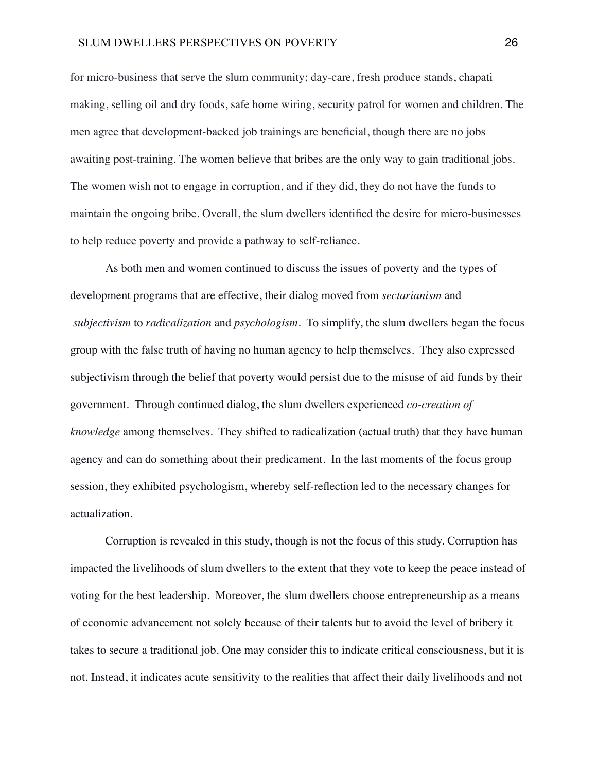for micro-business that serve the slum community; day-care, fresh produce stands, chapati making, selling oil and dry foods, safe home wiring, security patrol for women and children. The men agree that development-backed job trainings are beneficial, though there are no jobs awaiting post-training. The women believe that bribes are the only way to gain traditional jobs. The women wish not to engage in corruption, and if they did, they do not have the funds to maintain the ongoing bribe. Overall, the slum dwellers identified the desire for micro-businesses to help reduce poverty and provide a pathway to self-reliance.

As both men and women continued to discuss the issues of poverty and the types of development programs that are effective, their dialog moved from *sectarianism* and *subjectivism* to *radicalization* and *psychologism*. To simplify, the slum dwellers began the focus group with the false truth of having no human agency to help themselves. They also expressed subjectivism through the belief that poverty would persist due to the misuse of aid funds by their government. Through continued dialog, the slum dwellers experienced *co-creation of knowledge* among themselves. They shifted to radicalization (actual truth) that they have human agency and can do something about their predicament. In the last moments of the focus group session, they exhibited psychologism, whereby self-reflection led to the necessary changes for actualization.

Corruption is revealed in this study, though is not the focus of this study. Corruption has impacted the livelihoods of slum dwellers to the extent that they vote to keep the peace instead of voting for the best leadership. Moreover, the slum dwellers choose entrepreneurship as a means of economic advancement not solely because of their talents but to avoid the level of bribery it takes to secure a traditional job. One may consider this to indicate critical consciousness, but it is not. Instead, it indicates acute sensitivity to the realities that affect their daily livelihoods and not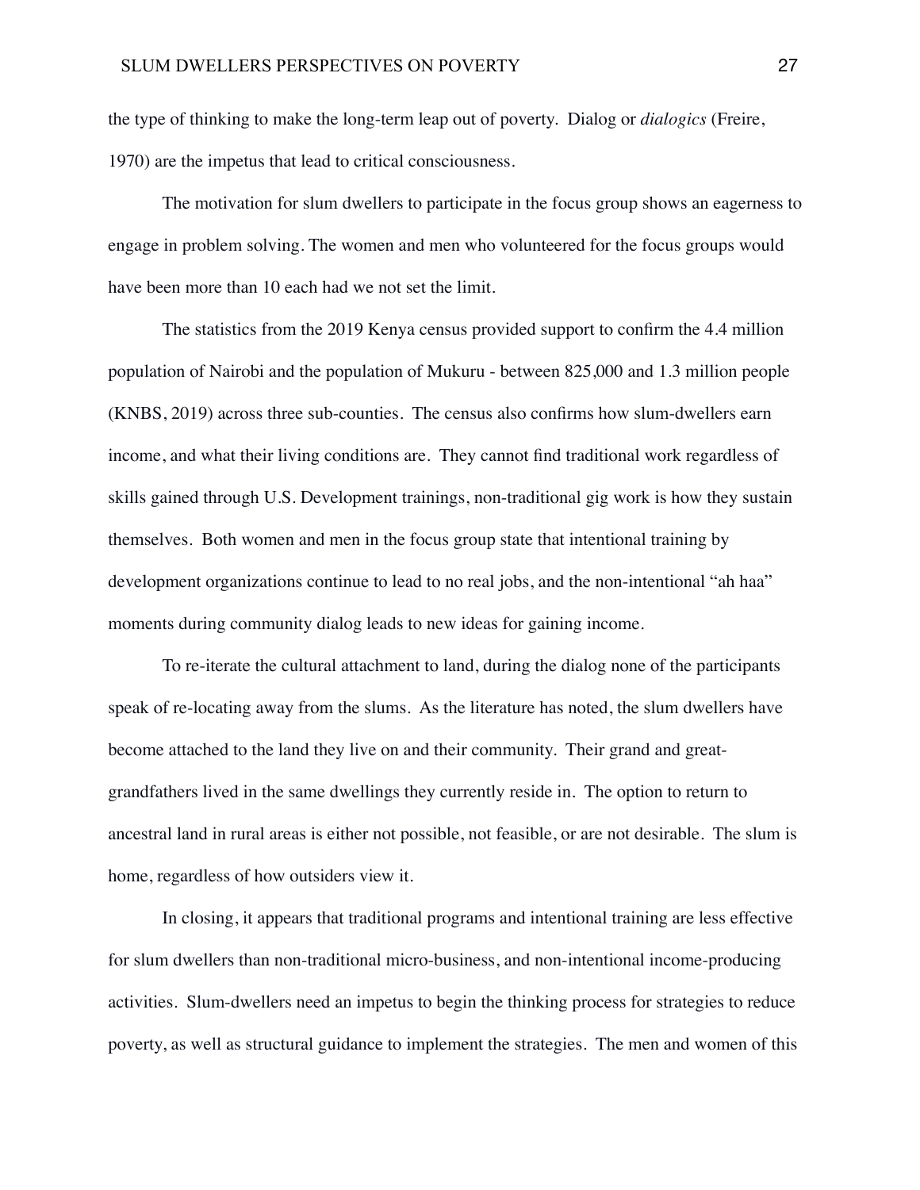the type of thinking to make the long-term leap out of poverty. Dialog or *dialogics* (Freire, 1970) are the impetus that lead to critical consciousness.

The motivation for slum dwellers to participate in the focus group shows an eagerness to engage in problem solving. The women and men who volunteered for the focus groups would have been more than 10 each had we not set the limit.

The statistics from the 2019 Kenya census provided support to confirm the 4.4 million population of Nairobi and the population of Mukuru - between 825,000 and 1.3 million people (KNBS, 2019) across three sub-counties. The census also confirms how slum-dwellers earn income, and what their living conditions are. They cannot find traditional work regardless of skills gained through U.S. Development trainings, non-traditional gig work is how they sustain themselves. Both women and men in the focus group state that intentional training by development organizations continue to lead to no real jobs, and the non-intentional "ah haa" moments during community dialog leads to new ideas for gaining income.

To re-iterate the cultural attachment to land, during the dialog none of the participants speak of re-locating away from the slums. As the literature has noted, the slum dwellers have become attached to the land they live on and their community. Their grand and great-grandfathers lived in the same dwellings they currently reside in. The option to return to ancestral land in rural areas is either not possible, not feasible, or are not desirable. The slum is home, regardless of how outsiders view it.

In closing, it appears that traditional programs and intentional training are less effective for slum dwellers than non-traditional micro-business, and non-intentional income-producing activities. Slum-dwellers need an impetus to begin the thinking process for strategies to reduce poverty, as well as structural guidance to implement the strategies. The men and women of this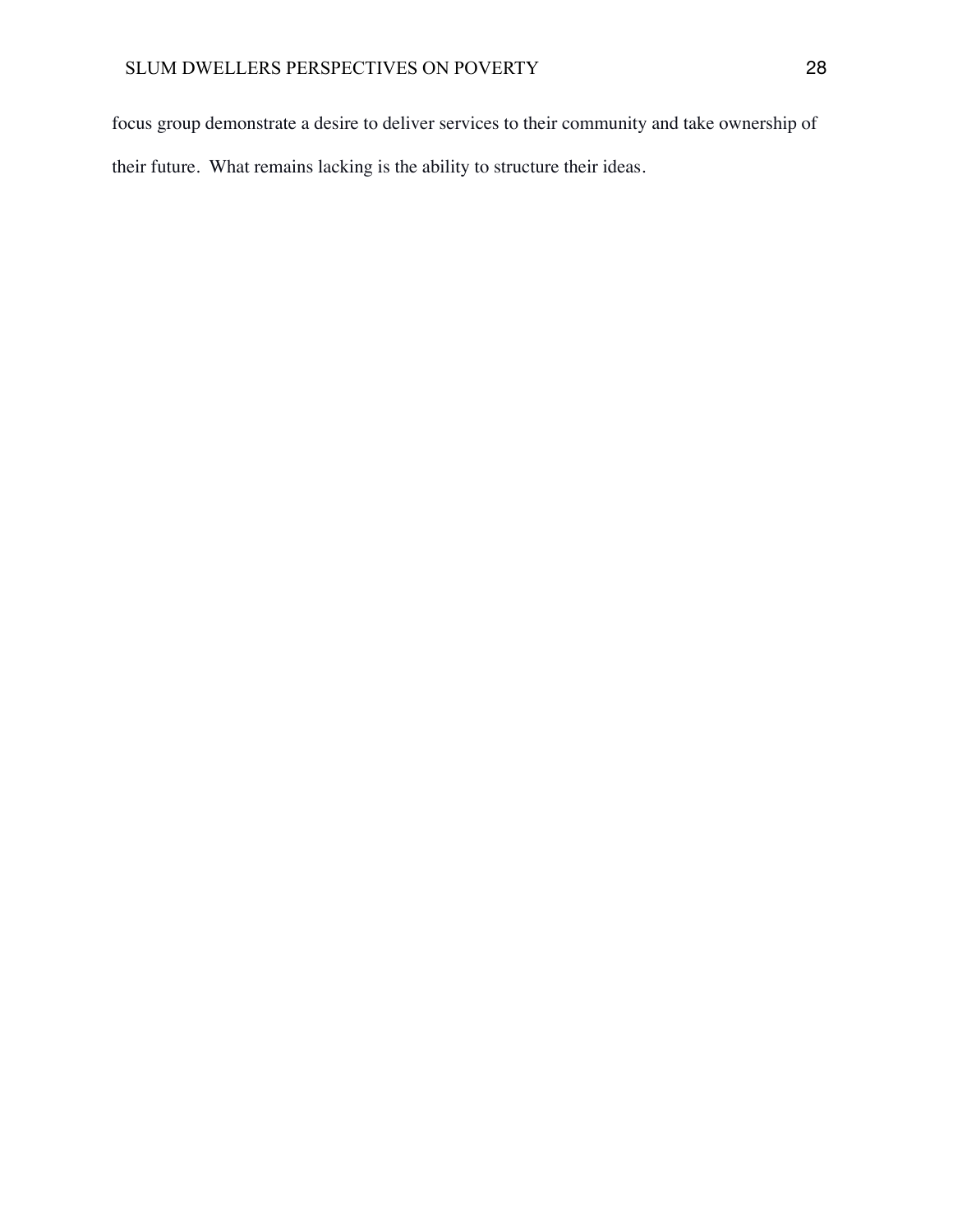focus group demonstrate a desire to deliver services to their community and take ownership of their future. What remains lacking is the ability to structure their ideas.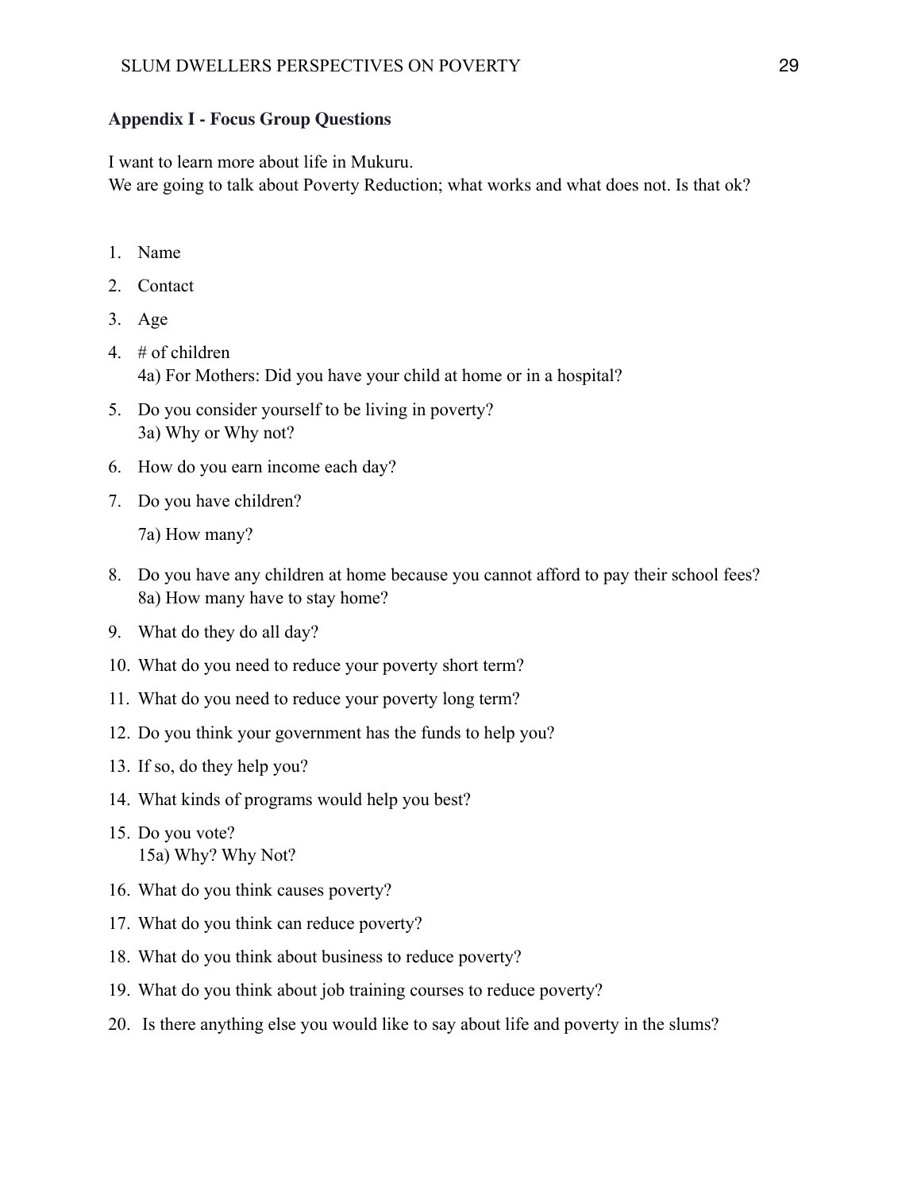## Appendix I - Focus Group Questions

I want to learn more about life in Mukuru.
We are going to talk about Poverty Reduction; what works and what does not. Is that ok?

1. Name
2. Contact
3. Age
4. # of children
   4a) For Mothers: Did you have your child at home or in a hospital?
5. Do you consider yourself to be living in poverty?
   3a) Why or Why not?
6. How do you earn income each day?
7. Do you have children?
   7a) How many?
8. Do you have any children at home because you cannot afford to pay their school fees?
   8a) How many have to stay home?
9. What do they do all day?
10. What do you need to reduce your poverty short term?
11. What do you need to reduce your poverty long term?
12. Do you think your government has the funds to help you?
13. If so, do they help you?
14. What kinds of programs would help you best?
15. Do you vote?
    15a) Why? Why Not?
16. What do you think causes poverty?
17. What do you think can reduce poverty?
18. What do you think about business to reduce poverty?
19. What do you think about job training courses to reduce poverty?
20. Is there anything else you would like to say about life and poverty in the slums?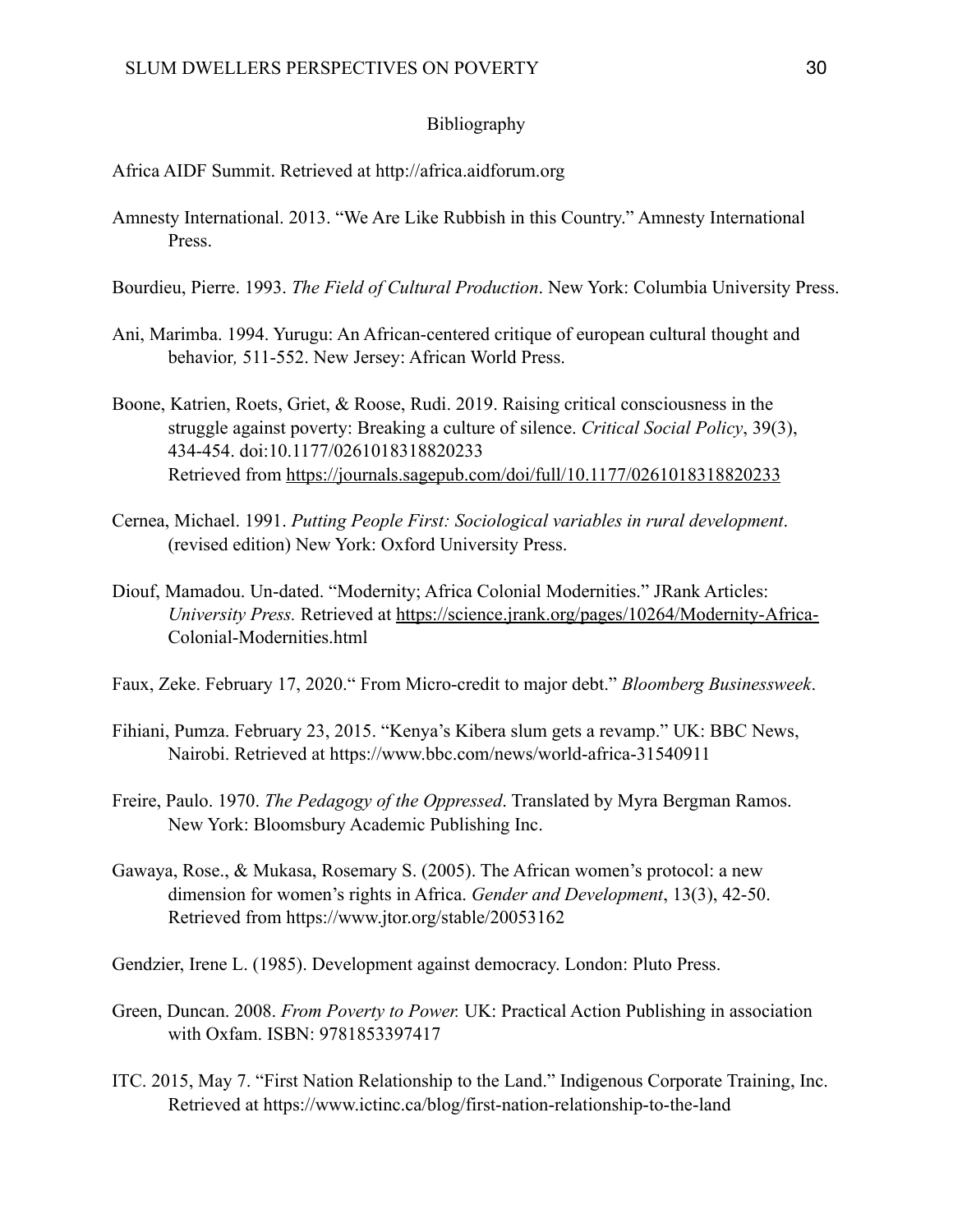## Bibliography

Africa AIDF Summit. Retrieved at http://africa.aidforum.org

Amnesty International. 2013. "We Are Like Rubbish in this Country." Amnesty International Press.

Bourdieu, Pierre. 1993. *The Field of Cultural Production*. New York: Columbia University Press.

Ani, Marimba. 1994. Yurugu: An African-centered critique of european cultural thought and behavior*,* 511-552. New Jersey: African World Press.

Boone, Katrien, Roets, Griet, & Roose, Rudi. 2019. Raising critical consciousness in the struggle against poverty: Breaking a culture of silence. *Critical Social Policy*, 39(3), 434-454. doi:10.1177/0261018318820233 Retrieved from https://journals.sagepub.com/doi/full/10.1177/0261018318820233

Cernea, Michael. 1991. *Putting People First: Sociological variables in rural development*. (revised edition) New York: Oxford University Press.

Diouf, Mamadou. Un-dated. "Modernity; Africa Colonial Modernities." JRank Articles: *University Press.* Retrieved at https://science.jrank.org/pages/10264/Modernity-Africa-Colonial-Modernities.html

Faux, Zeke. February 17, 2020." From Micro-credit to major debt." *Bloomberg Businessweek*.

Fihiani, Pumza. February 23, 2015. "Kenya's Kibera slum gets a revamp." UK: BBC News, Nairobi. Retrieved at https://www.bbc.com/news/world-africa-31540911

Freire, Paulo. 1970. *The Pedagogy of the Oppressed*. Translated by Myra Bergman Ramos. New York: Bloomsbury Academic Publishing Inc.

Gawaya, Rose., & Mukasa, Rosemary S. (2005). The African women's protocol: a new dimension for women's rights in Africa. *Gender and Development*, 13(3), 42-50. Retrieved from https://www.jtor.org/stable/20053162

Gendzier, Irene L. (1985). Development against democracy. London: Pluto Press.

Green, Duncan. 2008. *From Poverty to Power.* UK: Practical Action Publishing in association with Oxfam. ISBN: 9781853397417

ITC. 2015, May 7. "First Nation Relationship to the Land." Indigenous Corporate Training, Inc. Retrieved at https://www.ictinc.ca/blog/first-nation-relationship-to-the-land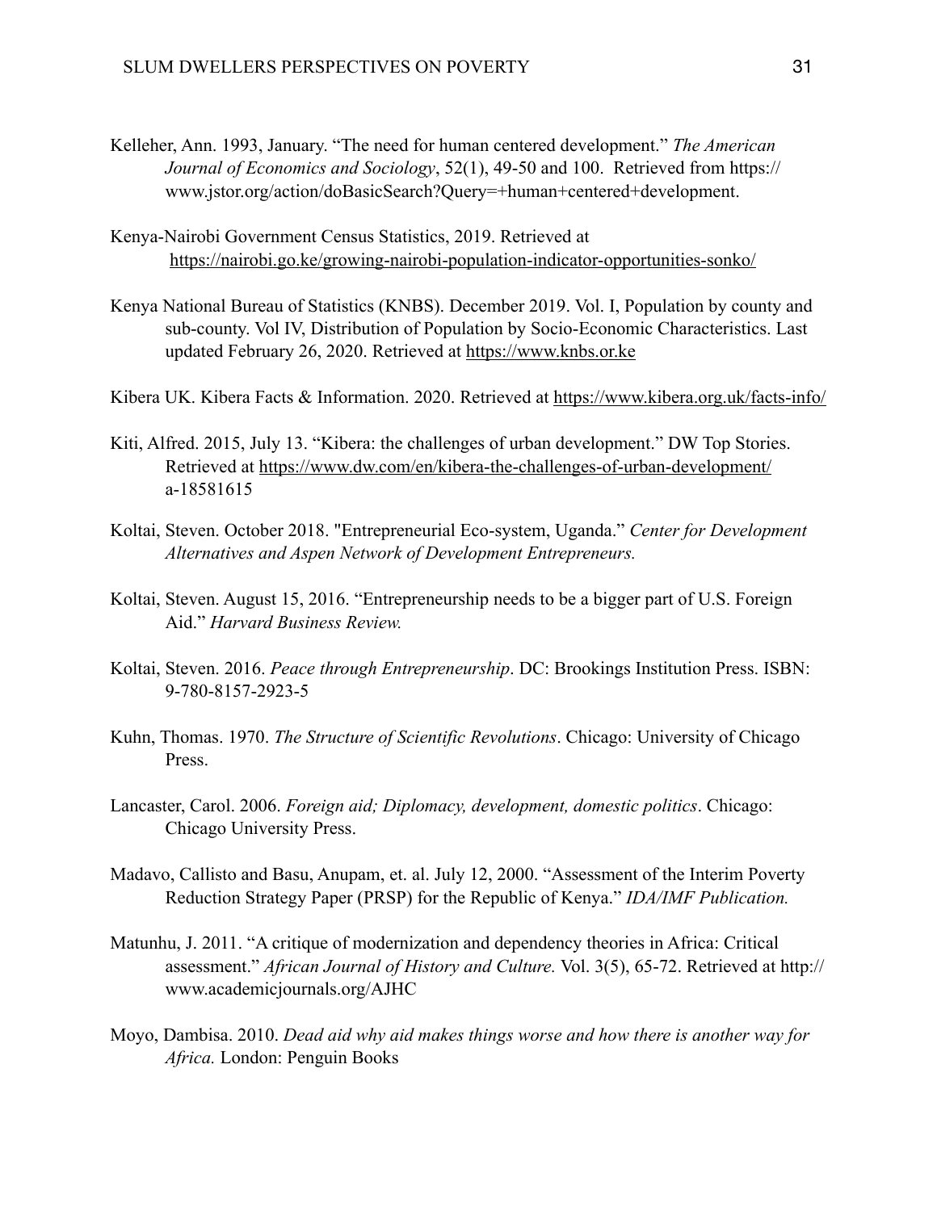Kelleher, Ann. 1993, January. "The need for human centered development." *The American Journal of Economics and Sociology*, 52(1), 49-50 and 100. Retrieved from https://www.jstor.org/action/doBasicSearch?Query=+human+centered+development.

Kenya-Nairobi Government Census Statistics, 2019. Retrieved at https://nairobi.go.ke/growing-nairobi-population-indicator-opportunities-sonko/

Kenya National Bureau of Statistics (KNBS). December 2019. Vol. I, Population by county and sub-county. Vol IV, Distribution of Population by Socio-Economic Characteristics. Last updated February 26, 2020. Retrieved at https://www.knbs.or.ke

Kibera UK. Kibera Facts & Information. 2020. Retrieved at https://www.kibera.org.uk/facts-info/

Kiti, Alfred. 2015, July 13. "Kibera: the challenges of urban development." DW Top Stories. Retrieved at https://www.dw.com/en/kibera-the-challenges-of-urban-development/a-18581615

Koltai, Steven. October 2018. "Entrepreneurial Eco-system, Uganda." *Center for Development Alternatives and Aspen Network of Development Entrepreneurs.*

Koltai, Steven. August 15, 2016. "Entrepreneurship needs to be a bigger part of U.S. Foreign Aid." *Harvard Business Review.*

Koltai, Steven. 2016. *Peace through Entrepreneurship*. DC: Brookings Institution Press. ISBN: 9-780-8157-2923-5

Kuhn, Thomas. 1970. *The Structure of Scientific Revolutions*. Chicago: University of Chicago Press.

Lancaster, Carol. 2006. *Foreign aid; Diplomacy, development, domestic politics*. Chicago: Chicago University Press.

Madavo, Callisto and Basu, Anupam, et. al. July 12, 2000. "Assessment of the Interim Poverty Reduction Strategy Paper (PRSP) for the Republic of Kenya." *IDA/IMF Publication.*

Matunhu, J. 2011. "A critique of modernization and dependency theories in Africa: Critical assessment." *African Journal of History and Culture.* Vol. 3(5), 65-72. Retrieved at http://www.academicjournals.org/AJHC

Moyo, Dambisa. 2010. *Dead aid why aid makes things worse and how there is another way for Africa.* London: Penguin Books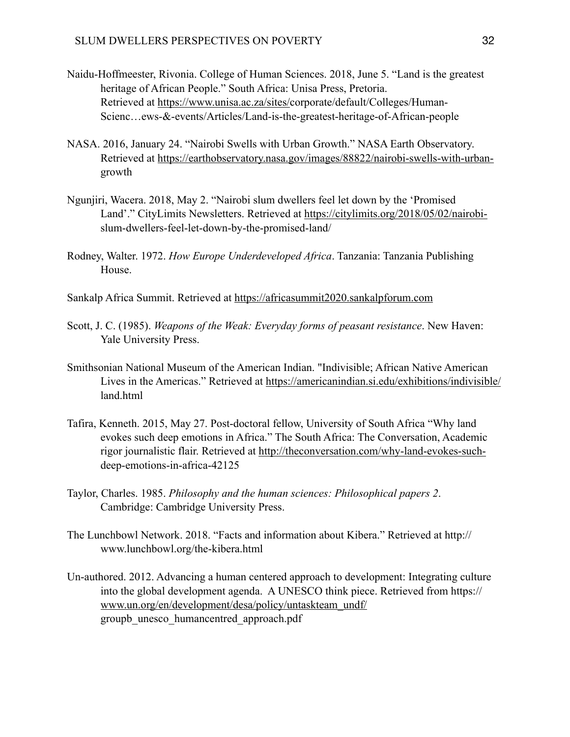Naidu-Hoffmeester, Rivonia. College of Human Sciences. 2018, June 5. "Land is the greatest heritage of African People." South Africa: Unisa Press, Pretoria. Retrieved at https://www.unisa.ac.za/sites/corporate/default/Colleges/Human-Scienc…ews-&-events/Articles/Land-is-the-greatest-heritage-of-African-people

NASA. 2016, January 24. "Nairobi Swells with Urban Growth." NASA Earth Observatory. Retrieved at https://earthobservatory.nasa.gov/images/88822/nairobi-swells-with-urban-growth

Ngunjiri, Wacera. 2018, May 2. "Nairobi slum dwellers feel let down by the 'Promised Land'." CityLimits Newsletters. Retrieved at https://citylimits.org/2018/05/02/nairobi-slum-dwellers-feel-let-down-by-the-promised-land/

Rodney, Walter. 1972. *How Europe Underdeveloped Africa*. Tanzania: Tanzania Publishing House.

Sankalp Africa Summit. Retrieved at https://africasummit2020.sankalpforum.com

Scott, J. C. (1985). *Weapons of the Weak: Everyday forms of peasant resistance*. New Haven: Yale University Press.

Smithsonian National Museum of the American Indian. "Indivisible; African Native American Lives in the Americas." Retrieved at https://americanindian.si.edu/exhibitions/indivisible/land.html

Tafira, Kenneth. 2015, May 27. Post-doctoral fellow, University of South Africa "Why land evokes such deep emotions in Africa." The South Africa: The Conversation, Academic rigor journalistic flair. Retrieved at http://theconversation.com/why-land-evokes-such-deep-emotions-in-africa-42125

Taylor, Charles. 1985. *Philosophy and the human sciences: Philosophical papers 2*. Cambridge: Cambridge University Press.

The Lunchbowl Network. 2018. "Facts and information about Kibera." Retrieved at http://www.lunchbowl.org/the-kibera.html

Un-authored. 2012. Advancing a human centered approach to development: Integrating culture into the global development agenda. A UNESCO think piece. Retrieved from https://www.un.org/en/development/desa/policy/untaskteam_undf/groupb_unesco_humancentred_approach.pdf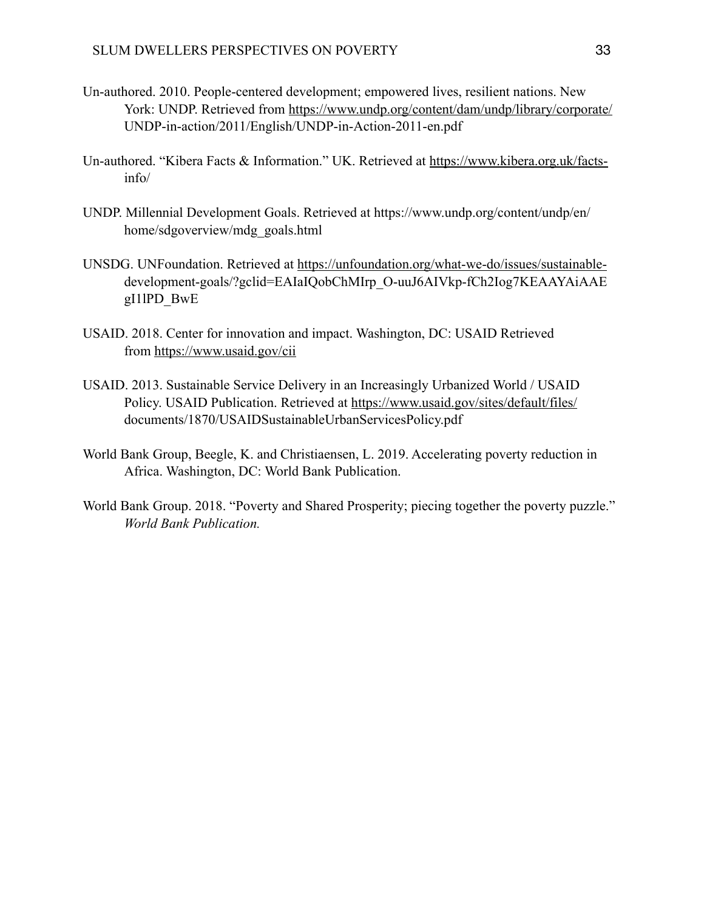Un-authored. 2010. People-centered development; empowered lives, resilient nations. New York: UNDP. Retrieved from https://www.undp.org/content/dam/undp/library/corporate/UNDP-in-action/2011/English/UNDP-in-Action-2011-en.pdf

Un-authored. "Kibera Facts & Information." UK. Retrieved at https://www.kibera.org.uk/facts-info/

UNDP. Millennial Development Goals. Retrieved at https://www.undp.org/content/undp/en/home/sdgoverview/mdg_goals.html

UNSDG. UNFoundation. Retrieved at https://unfoundation.org/what-we-do/issues/sustainable-development-goals/?gclid=EAIaIQobChMIrp_O-uuJ6AIVkp-fCh2Iog7KEAAYAiAAEgI1lPD_BwE

USAID. 2018. Center for innovation and impact. Washington, DC: USAID Retrieved from https://www.usaid.gov/cii

USAID. 2013. Sustainable Service Delivery in an Increasingly Urbanized World / USAID Policy. USAID Publication. Retrieved at https://www.usaid.gov/sites/default/files/documents/1870/USAIDSustainableUrbanServicesPolicy.pdf

World Bank Group, Beegle, K. and Christiaensen, L. 2019. Accelerating poverty reduction in Africa. Washington, DC: World Bank Publication.

World Bank Group. 2018. "Poverty and Shared Prosperity; piecing together the poverty puzzle." *World Bank Publication.*